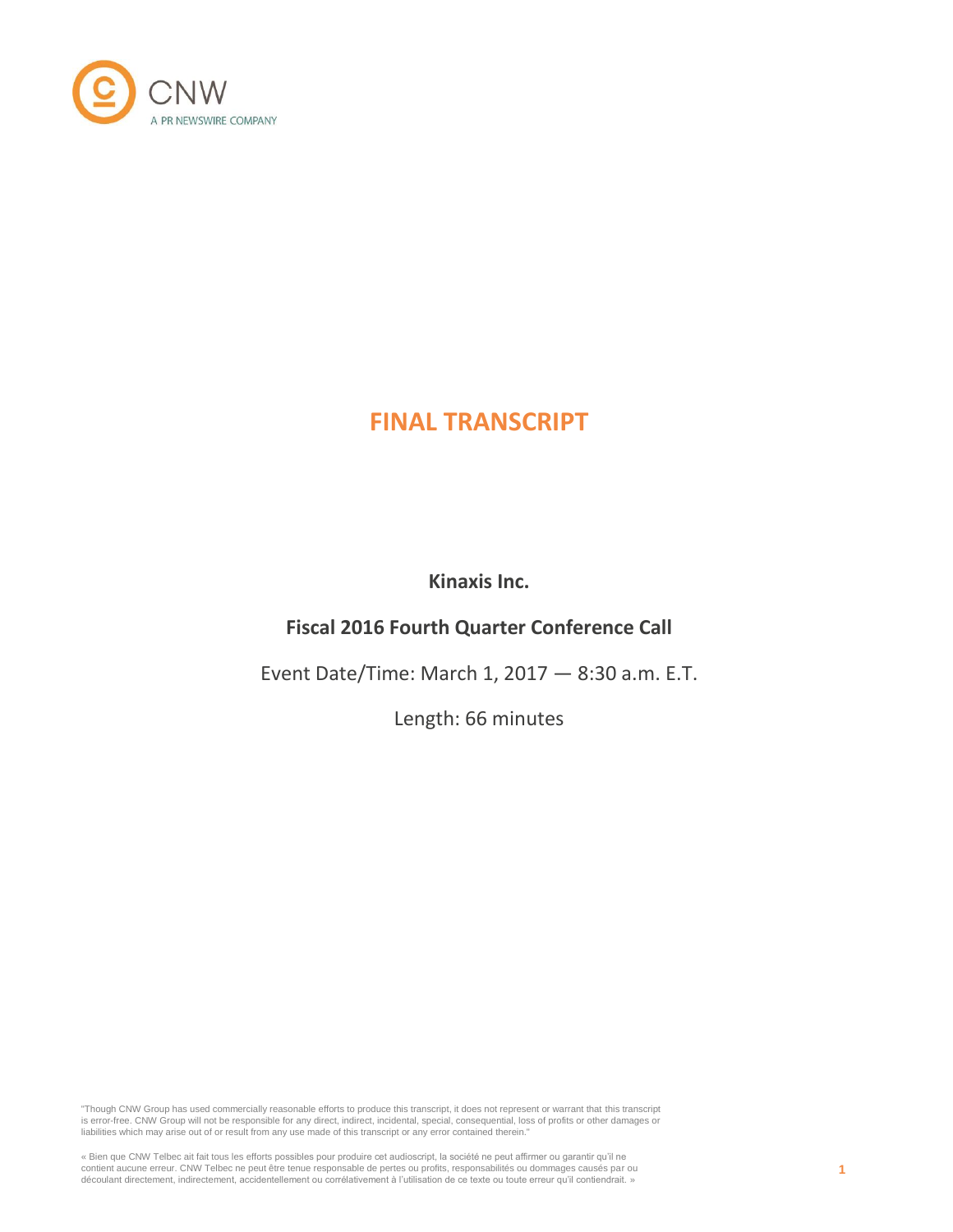CNW

A PR NEWSWIRE COMPANY

# FINAL TRANSCRIPT

**Kinaxis Inc.**

**Fiscal 2016 Fourth Quarter Conference Call**

Event Date/Time: March 1, 2017 — 8:30 a.m. E.T.

Length: 66 minutes

"Though CNW Group has used commercially reasonable efforts to produce this transcript, it does not represent or warrant that this transcript is error-free. CNW Group will not be responsible for any direct, indirect, incidental, special, consequential, loss of profits or other damages or liabilities which may arise out of or result from any use made of this transcript or any error contained therein."

« Bien que CNW Telbec ait fait tous les efforts possibles pour produire cet audioscript, la société ne peut affirmer ou garantir qu'il ne contient aucune erreur. CNW Telbec ne peut être tenue responsable de pertes ou profits, responsabilités ou dommages causés par ou découlant directement, indirectement, accidentellement ou corrélativement à l'utilisation de ce texte ou toute erreur qu'il contiendrait. »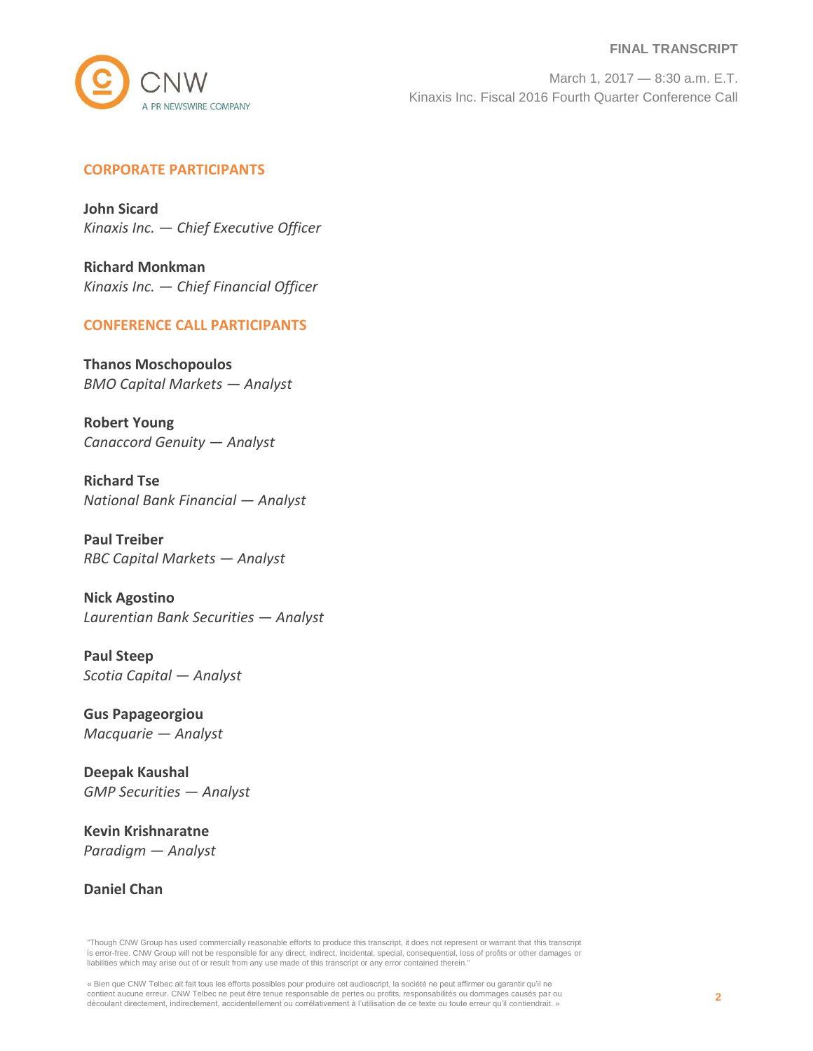## CORPORATE PARTICIPANTS

**John Sicard**
*Kinaxis Inc. — Chief Executive Officer*

**Richard Monkman**
*Kinaxis Inc. — Chief Financial Officer*

## CONFERENCE CALL PARTICIPANTS

**Thanos Moschopoulos**
*BMO Capital Markets — Analyst*

**Robert Young**
*Canaccord Genuity — Analyst*

**Richard Tse**
*National Bank Financial — Analyst*

**Paul Treiber**
*RBC Capital Markets — Analyst*

**Nick Agostino**
*Laurentian Bank Securities — Analyst*

**Paul Steep**
*Scotia Capital — Analyst*

**Gus Papageorgiou**
*Macquarie — Analyst*

**Deepak Kaushal**
*GMP Securities — Analyst*

**Kevin Krishnaratne**
*Paradigm — Analyst*

**Daniel Chan**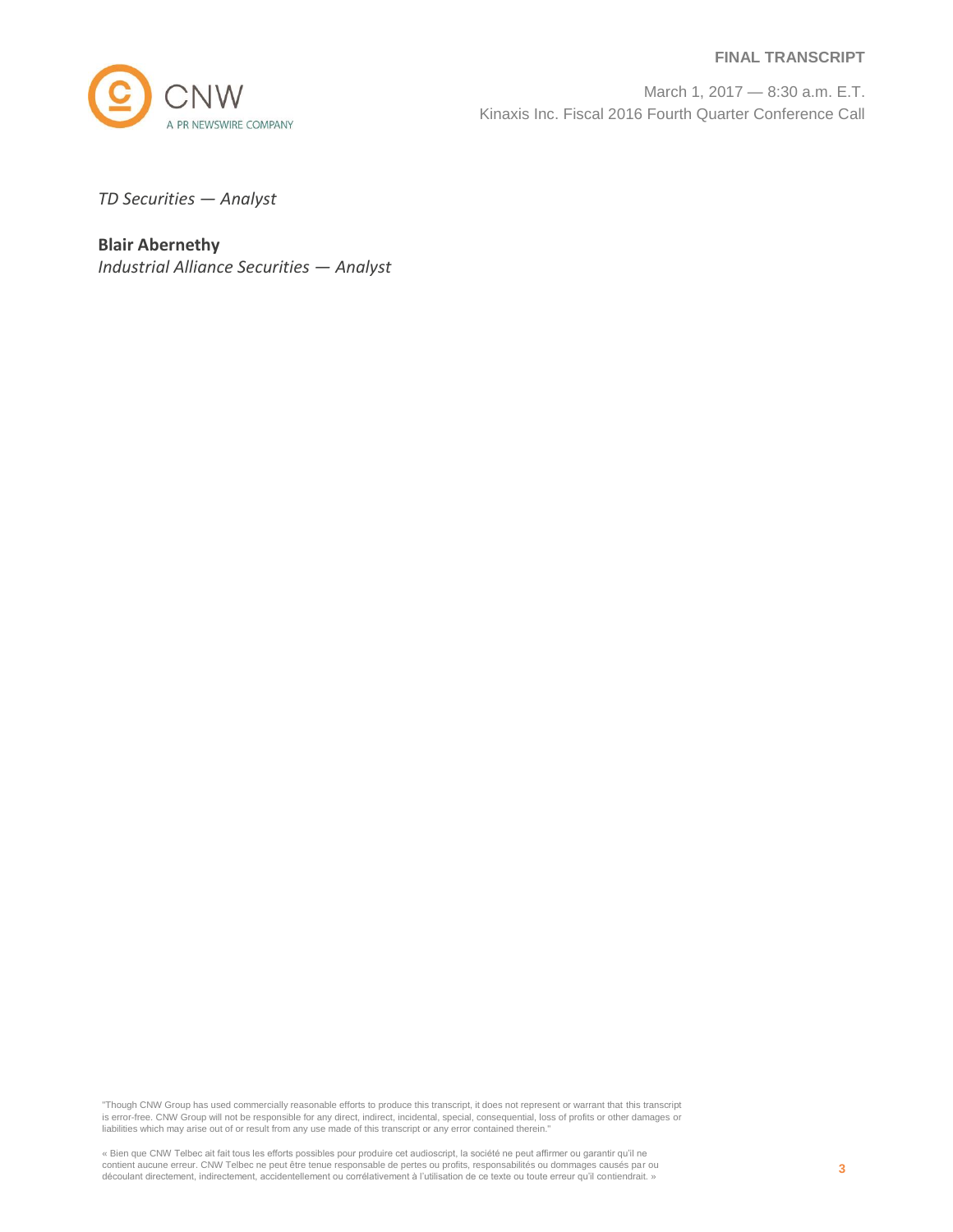*TD Securities — Analyst*

**Blair Abernethy**
*Industrial Alliance Securities — Analyst*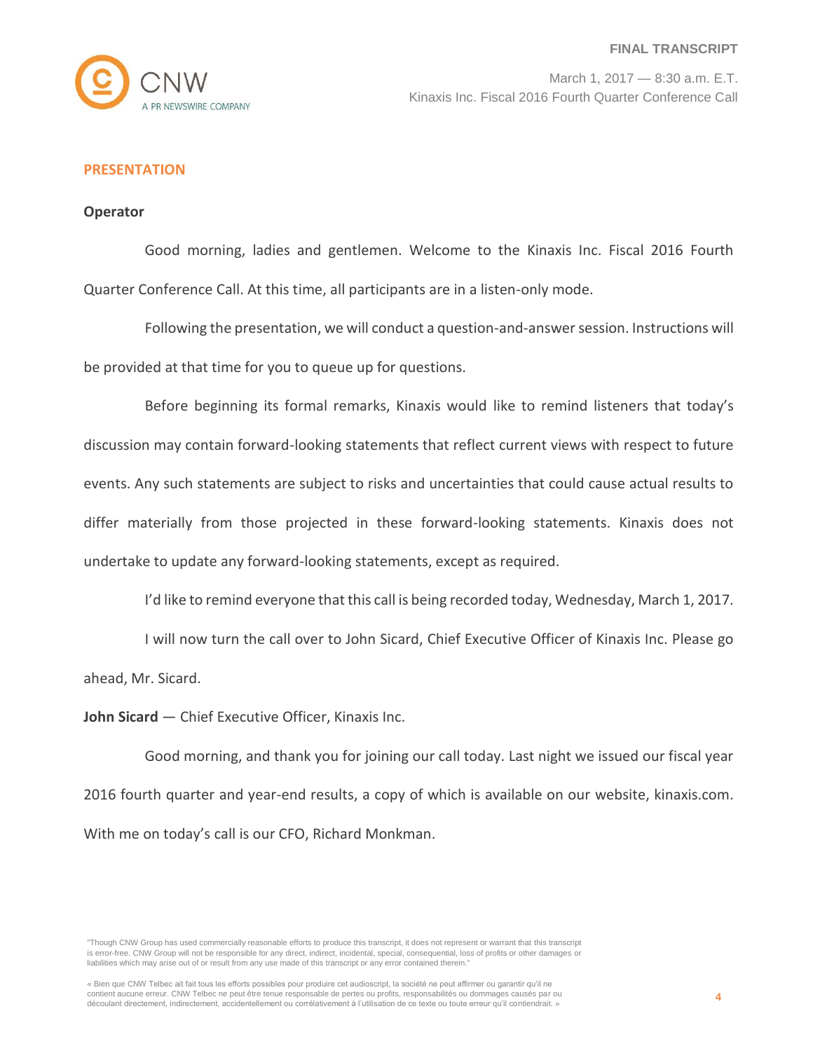## PRESENTATION

**Operator**

Good morning, ladies and gentlemen. Welcome to the Kinaxis Inc. Fiscal 2016 Fourth Quarter Conference Call. At this time, all participants are in a listen-only mode.

Following the presentation, we will conduct a question-and-answer session. Instructions will be provided at that time for you to queue up for questions.

Before beginning its formal remarks, Kinaxis would like to remind listeners that today's discussion may contain forward-looking statements that reflect current views with respect to future events. Any such statements are subject to risks and uncertainties that could cause actual results to differ materially from those projected in these forward-looking statements. Kinaxis does not undertake to update any forward-looking statements, except as required.

I'd like to remind everyone that this call is being recorded today, Wednesday, March 1, 2017.

I will now turn the call over to John Sicard, Chief Executive Officer of Kinaxis Inc. Please go ahead, Mr. Sicard.

**John Sicard** — Chief Executive Officer, Kinaxis Inc.

Good morning, and thank you for joining our call today. Last night we issued our fiscal year 2016 fourth quarter and year-end results, a copy of which is available on our website, kinaxis.com. With me on today's call is our CFO, Richard Monkman.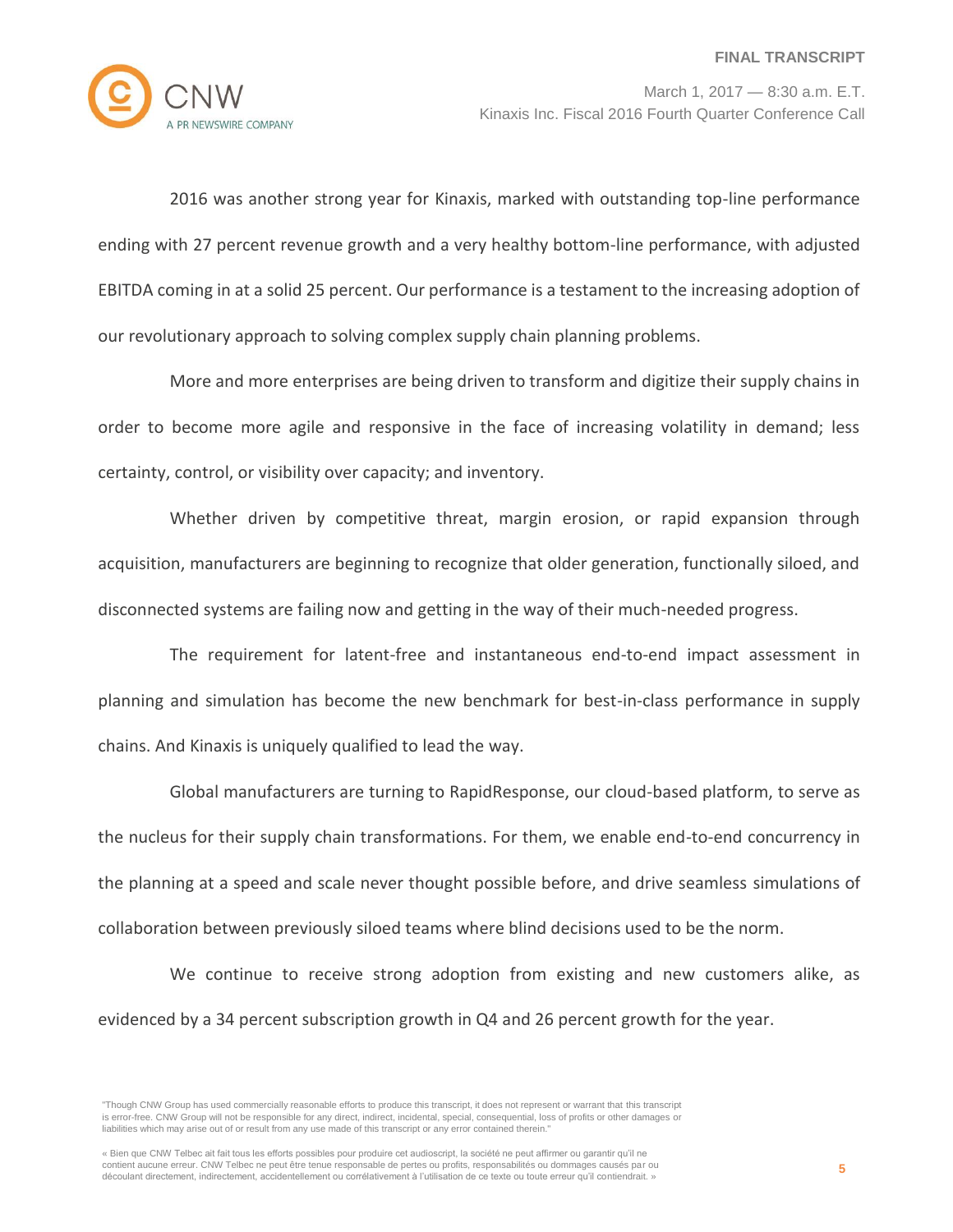2016 was another strong year for Kinaxis, marked with outstanding top-line performance ending with 27 percent revenue growth and a very healthy bottom-line performance, with adjusted EBITDA coming in at a solid 25 percent. Our performance is a testament to the increasing adoption of our revolutionary approach to solving complex supply chain planning problems.

More and more enterprises are being driven to transform and digitize their supply chains in order to become more agile and responsive in the face of increasing volatility in demand; less certainty, control, or visibility over capacity; and inventory.

Whether driven by competitive threat, margin erosion, or rapid expansion through acquisition, manufacturers are beginning to recognize that older generation, functionally siloed, and disconnected systems are failing now and getting in the way of their much-needed progress.

The requirement for latent-free and instantaneous end-to-end impact assessment in planning and simulation has become the new benchmark for best-in-class performance in supply chains. And Kinaxis is uniquely qualified to lead the way.

Global manufacturers are turning to RapidResponse, our cloud-based platform, to serve as the nucleus for their supply chain transformations. For them, we enable end-to-end concurrency in the planning at a speed and scale never thought possible before, and drive seamless simulations of collaboration between previously siloed teams where blind decisions used to be the norm.

We continue to receive strong adoption from existing and new customers alike, as evidenced by a 34 percent subscription growth in Q4 and 26 percent growth for the year.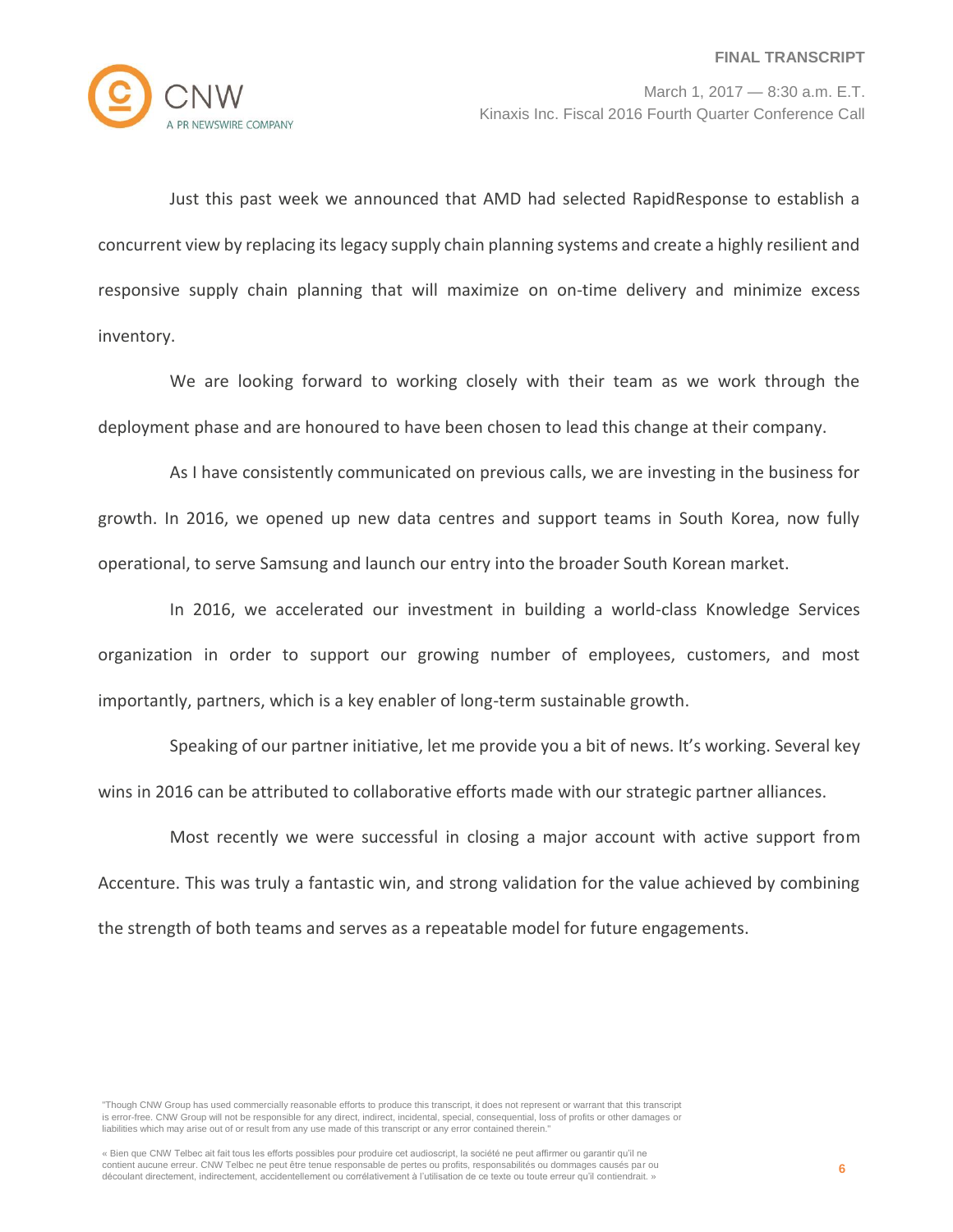Just this past week we announced that AMD had selected RapidResponse to establish a concurrent view by replacing its legacy supply chain planning systems and create a highly resilient and responsive supply chain planning that will maximize on on-time delivery and minimize excess inventory.

We are looking forward to working closely with their team as we work through the deployment phase and are honoured to have been chosen to lead this change at their company.

As I have consistently communicated on previous calls, we are investing in the business for growth. In 2016, we opened up new data centres and support teams in South Korea, now fully operational, to serve Samsung and launch our entry into the broader South Korean market.

In 2016, we accelerated our investment in building a world-class Knowledge Services organization in order to support our growing number of employees, customers, and most importantly, partners, which is a key enabler of long-term sustainable growth.

Speaking of our partner initiative, let me provide you a bit of news. It's working. Several key wins in 2016 can be attributed to collaborative efforts made with our strategic partner alliances.

Most recently we were successful in closing a major account with active support from Accenture. This was truly a fantastic win, and strong validation for the value achieved by combining the strength of both teams and serves as a repeatable model for future engagements.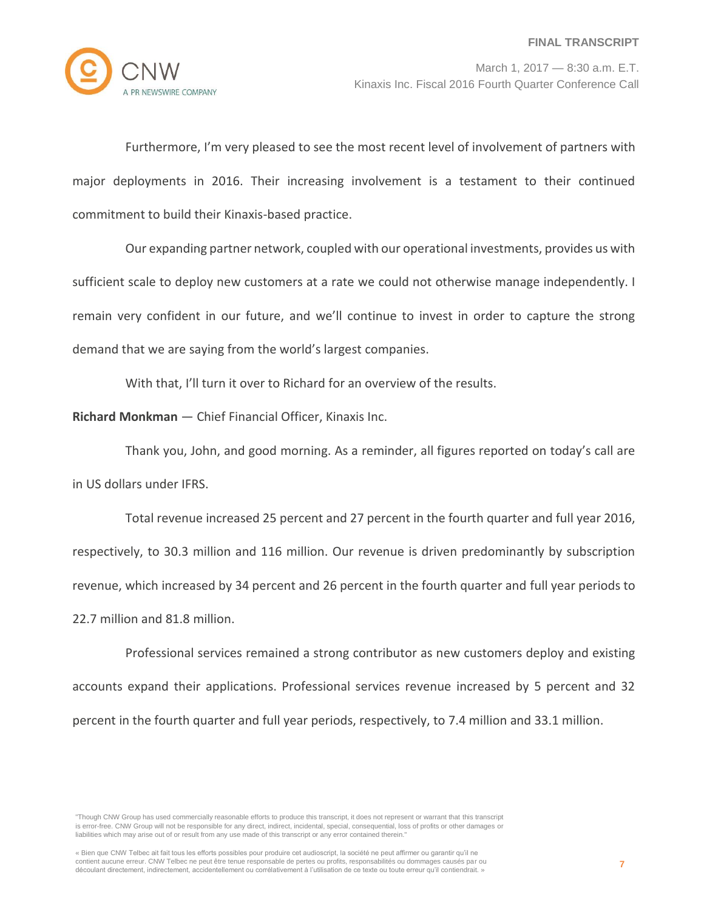Furthermore, I'm very pleased to see the most recent level of involvement of partners with major deployments in 2016. Their increasing involvement is a testament to their continued commitment to build their Kinaxis-based practice.

Our expanding partner network, coupled with our operational investments, provides us with sufficient scale to deploy new customers at a rate we could not otherwise manage independently. I remain very confident in our future, and we'll continue to invest in order to capture the strong demand that we are saying from the world's largest companies.

With that, I'll turn it over to Richard for an overview of the results.

**Richard Monkman** — Chief Financial Officer, Kinaxis Inc.

Thank you, John, and good morning. As a reminder, all figures reported on today's call are in US dollars under IFRS.

Total revenue increased 25 percent and 27 percent in the fourth quarter and full year 2016, respectively, to 30.3 million and 116 million. Our revenue is driven predominantly by subscription revenue, which increased by 34 percent and 26 percent in the fourth quarter and full year periods to 22.7 million and 81.8 million.

Professional services remained a strong contributor as new customers deploy and existing accounts expand their applications. Professional services revenue increased by 5 percent and 32 percent in the fourth quarter and full year periods, respectively, to 7.4 million and 33.1 million.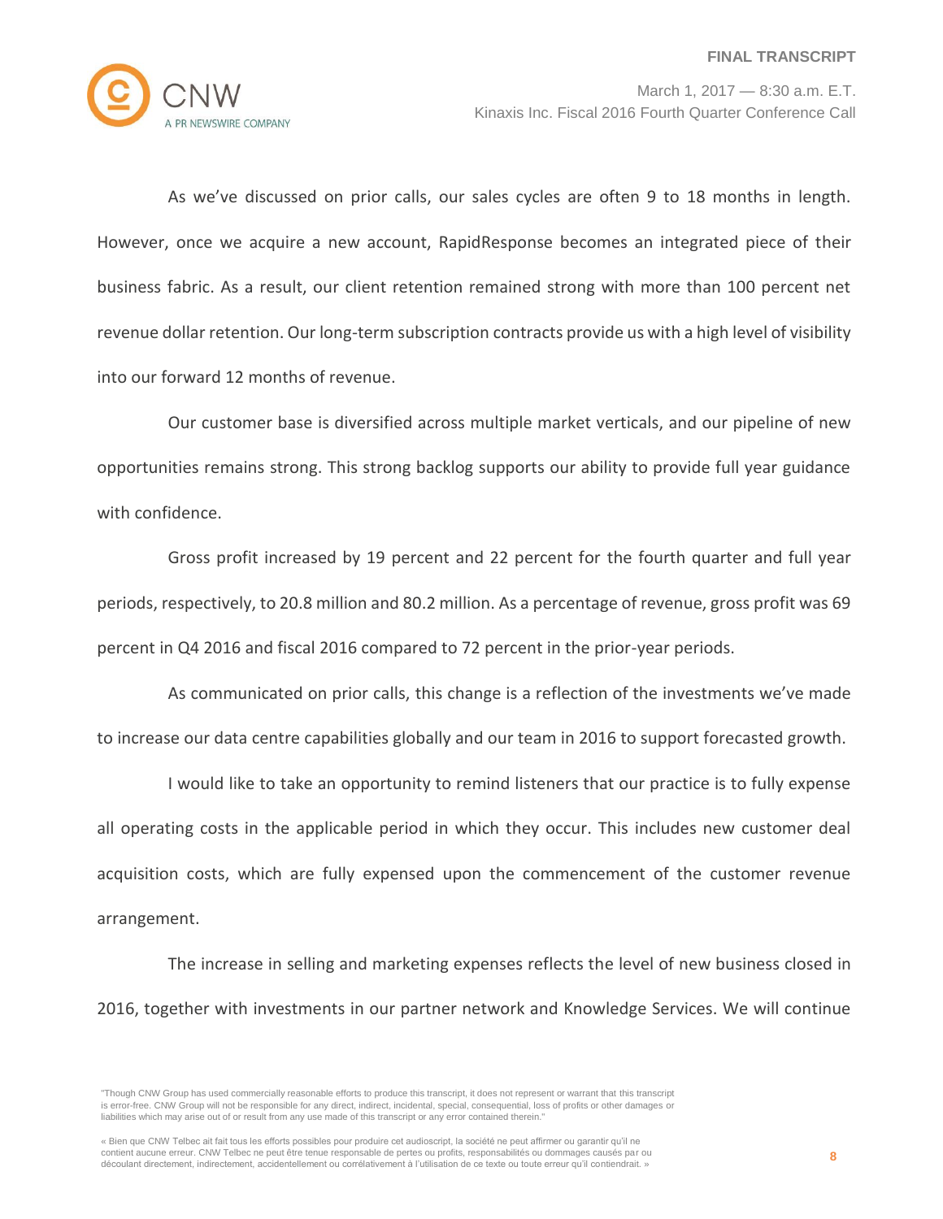As we've discussed on prior calls, our sales cycles are often 9 to 18 months in length. However, once we acquire a new account, RapidResponse becomes an integrated piece of their business fabric. As a result, our client retention remained strong with more than 100 percent net revenue dollar retention. Our long-term subscription contracts provide us with a high level of visibility into our forward 12 months of revenue.

Our customer base is diversified across multiple market verticals, and our pipeline of new opportunities remains strong. This strong backlog supports our ability to provide full year guidance with confidence.

Gross profit increased by 19 percent and 22 percent for the fourth quarter and full year periods, respectively, to 20.8 million and 80.2 million. As a percentage of revenue, gross profit was 69 percent in Q4 2016 and fiscal 2016 compared to 72 percent in the prior-year periods.

As communicated on prior calls, this change is a reflection of the investments we've made to increase our data centre capabilities globally and our team in 2016 to support forecasted growth.

I would like to take an opportunity to remind listeners that our practice is to fully expense all operating costs in the applicable period in which they occur. This includes new customer deal acquisition costs, which are fully expensed upon the commencement of the customer revenue arrangement.

The increase in selling and marketing expenses reflects the level of new business closed in 2016, together with investments in our partner network and Knowledge Services. We will continue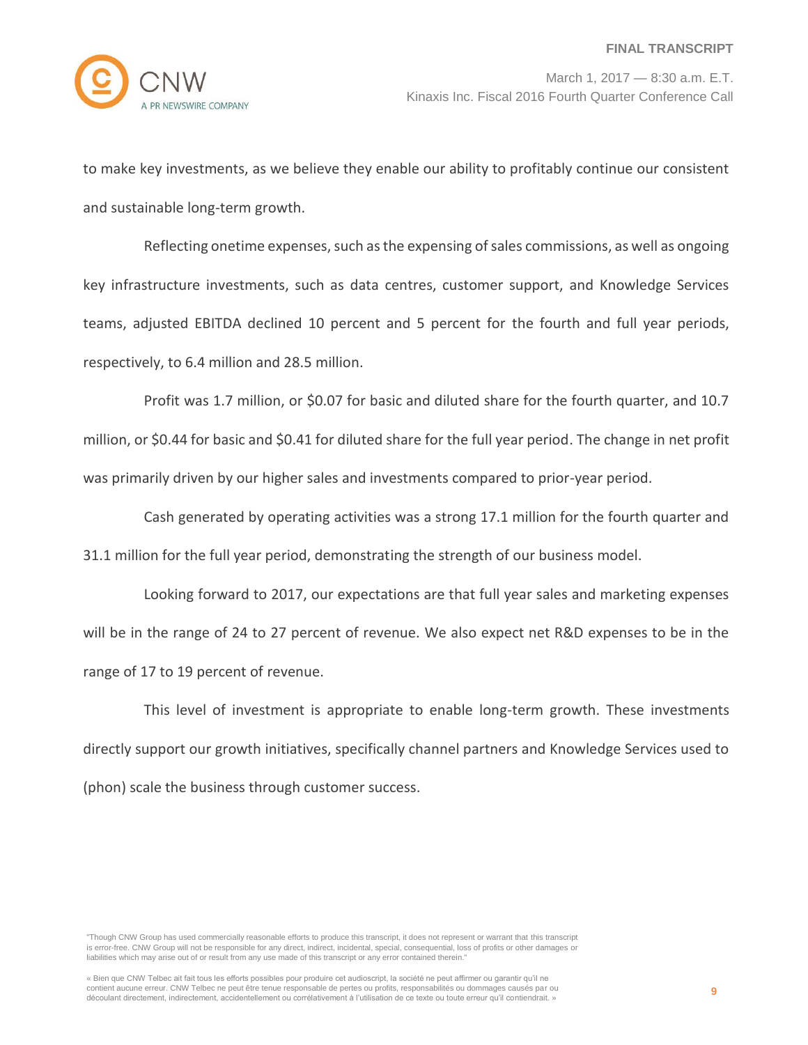to make key investments, as we believe they enable our ability to profitably continue our consistent and sustainable long-term growth.

Reflecting onetime expenses, such as the expensing of sales commissions, as well as ongoing key infrastructure investments, such as data centres, customer support, and Knowledge Services teams, adjusted EBITDA declined 10 percent and 5 percent for the fourth and full year periods, respectively, to 6.4 million and 28.5 million.

Profit was 1.7 million, or $0.07 for basic and diluted share for the fourth quarter, and 10.7 million, or $0.44 for basic and $0.41 for diluted share for the full year period. The change in net profit was primarily driven by our higher sales and investments compared to prior-year period.

Cash generated by operating activities was a strong 17.1 million for the fourth quarter and 31.1 million for the full year period, demonstrating the strength of our business model.

Looking forward to 2017, our expectations are that full year sales and marketing expenses will be in the range of 24 to 27 percent of revenue. We also expect net R&D expenses to be in the range of 17 to 19 percent of revenue.

This level of investment is appropriate to enable long-term growth. These investments directly support our growth initiatives, specifically channel partners and Knowledge Services used to (phon) scale the business through customer success.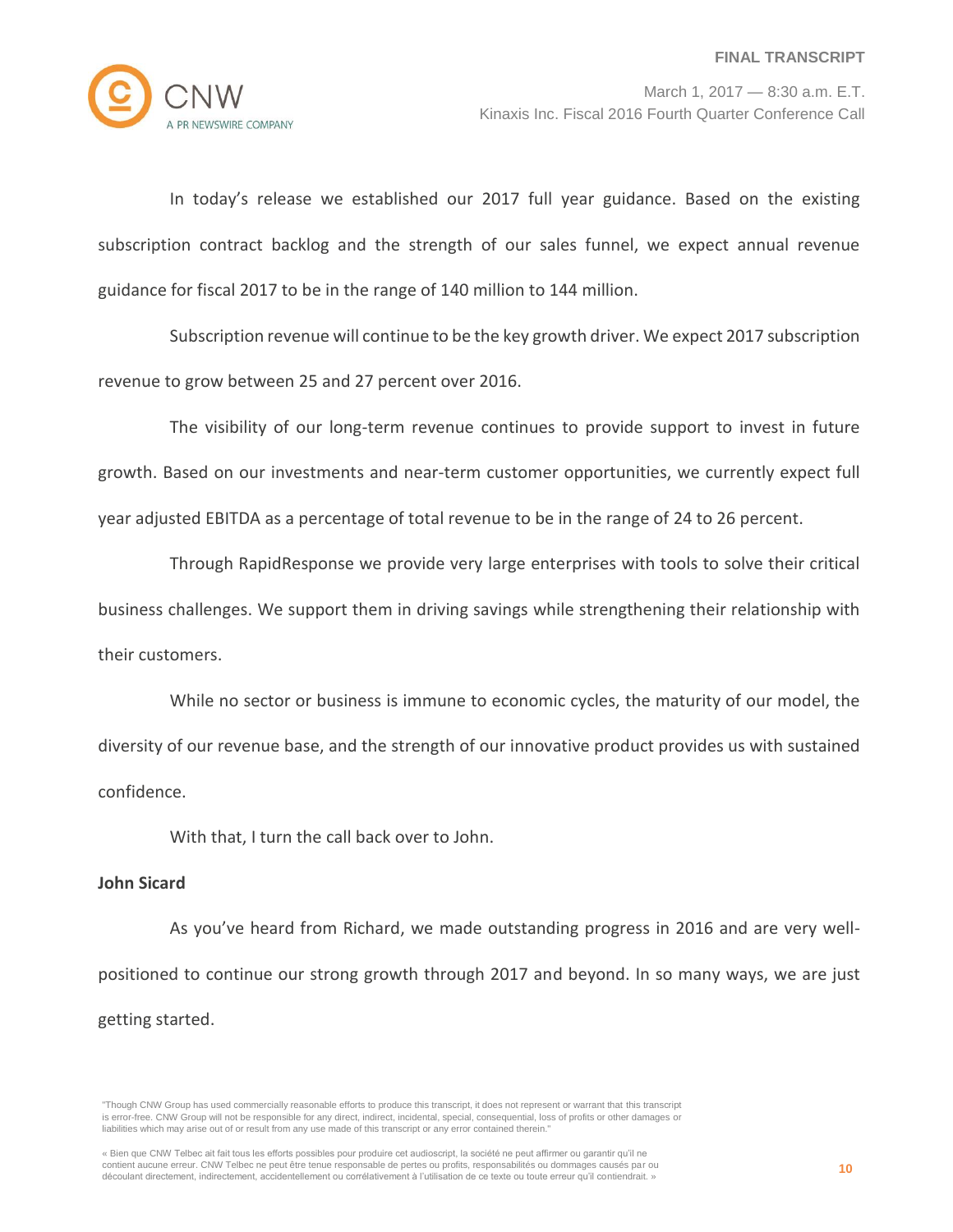In today's release we established our 2017 full year guidance. Based on the existing subscription contract backlog and the strength of our sales funnel, we expect annual revenue guidance for fiscal 2017 to be in the range of 140 million to 144 million.

Subscription revenue will continue to be the key growth driver. We expect 2017 subscription revenue to grow between 25 and 27 percent over 2016.

The visibility of our long-term revenue continues to provide support to invest in future growth. Based on our investments and near-term customer opportunities, we currently expect full year adjusted EBITDA as a percentage of total revenue to be in the range of 24 to 26 percent.

Through RapidResponse we provide very large enterprises with tools to solve their critical business challenges. We support them in driving savings while strengthening their relationship with their customers.

While no sector or business is immune to economic cycles, the maturity of our model, the diversity of our revenue base, and the strength of our innovative product provides us with sustained confidence.

With that, I turn the call back over to John.

**John Sicard**

As you've heard from Richard, we made outstanding progress in 2016 and are very well-positioned to continue our strong growth through 2017 and beyond. In so many ways, we are just getting started.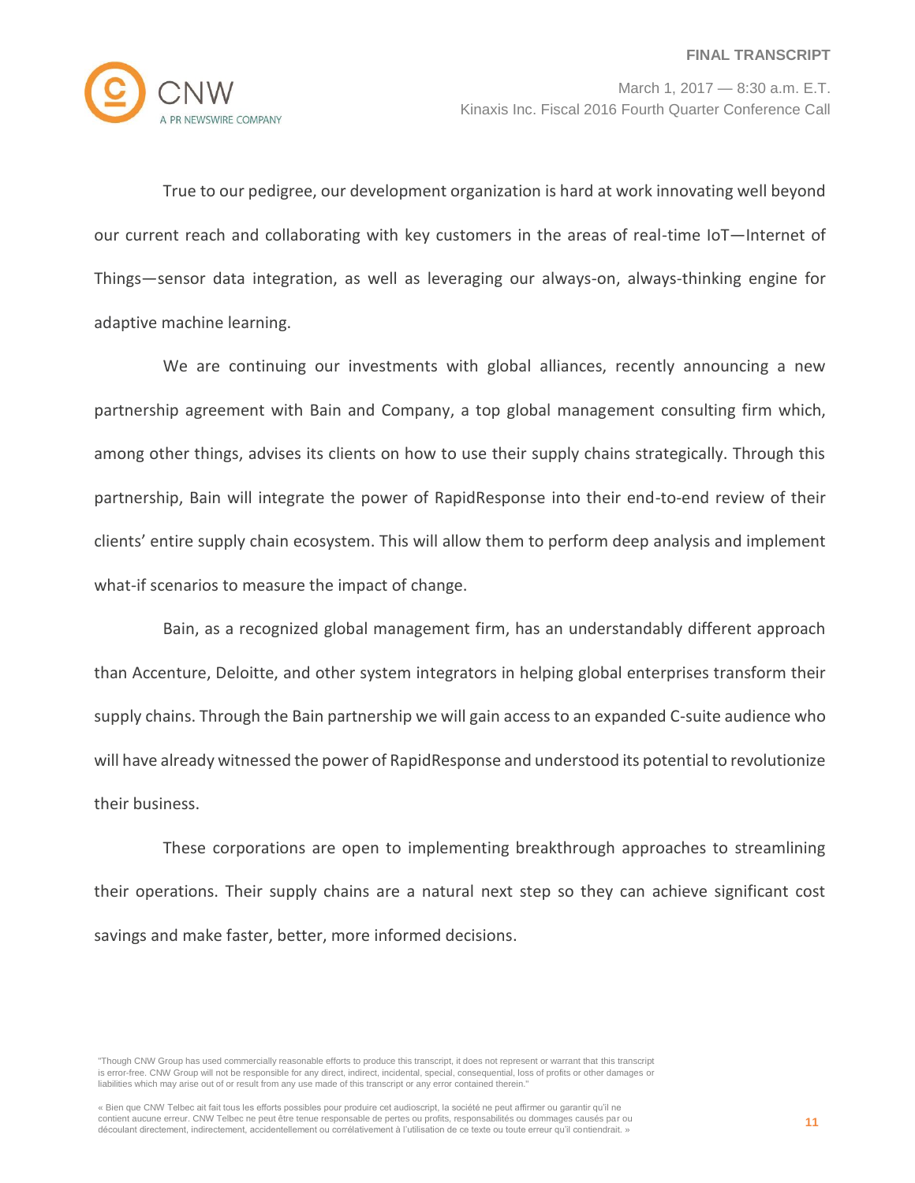True to our pedigree, our development organization is hard at work innovating well beyond our current reach and collaborating with key customers in the areas of real-time IoT—Internet of Things—sensor data integration, as well as leveraging our always-on, always-thinking engine for adaptive machine learning.

We are continuing our investments with global alliances, recently announcing a new partnership agreement with Bain and Company, a top global management consulting firm which, among other things, advises its clients on how to use their supply chains strategically. Through this partnership, Bain will integrate the power of RapidResponse into their end-to-end review of their clients' entire supply chain ecosystem. This will allow them to perform deep analysis and implement what-if scenarios to measure the impact of change.

Bain, as a recognized global management firm, has an understandably different approach than Accenture, Deloitte, and other system integrators in helping global enterprises transform their supply chains. Through the Bain partnership we will gain access to an expanded C-suite audience who will have already witnessed the power of RapidResponse and understood its potential to revolutionize their business.

These corporations are open to implementing breakthrough approaches to streamlining their operations. Their supply chains are a natural next step so they can achieve significant cost savings and make faster, better, more informed decisions.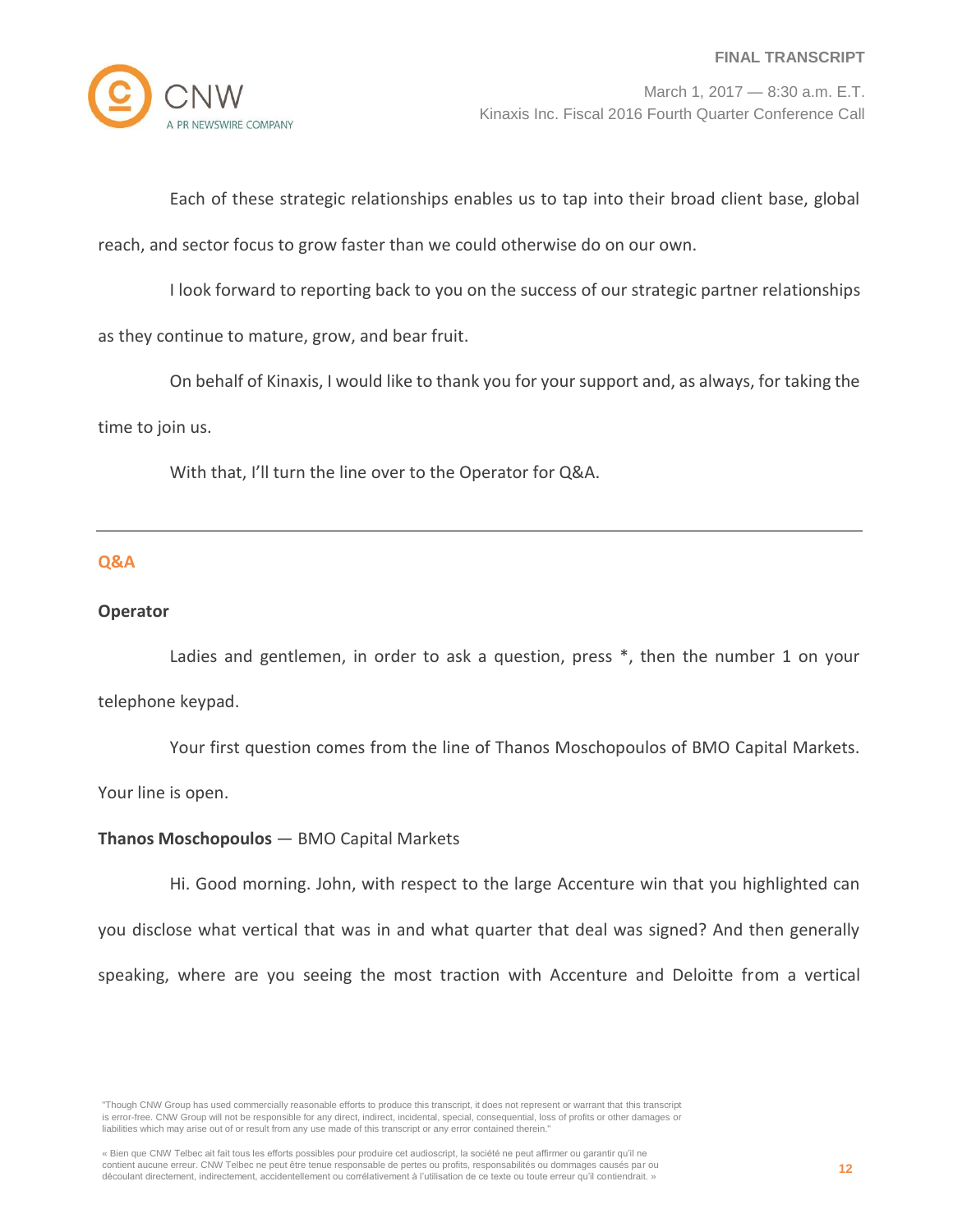Each of these strategic relationships enables us to tap into their broad client base, global reach, and sector focus to grow faster than we could otherwise do on our own.

I look forward to reporting back to you on the success of our strategic partner relationships as they continue to mature, grow, and bear fruit.

On behalf of Kinaxis, I would like to thank you for your support and, as always, for taking the time to join us.

With that, I'll turn the line over to the Operator for Q&A.

---

## Q&A

**Operator**

Ladies and gentlemen, in order to ask a question, press *, then the number 1 on your telephone keypad.

Your first question comes from the line of Thanos Moschopoulos of BMO Capital Markets. Your line is open.

**Thanos Moschopoulos** — BMO Capital Markets

Hi. Good morning. John, with respect to the large Accenture win that you highlighted can you disclose what vertical that was in and what quarter that deal was signed? And then generally speaking, where are you seeing the most traction with Accenture and Deloitte from a vertical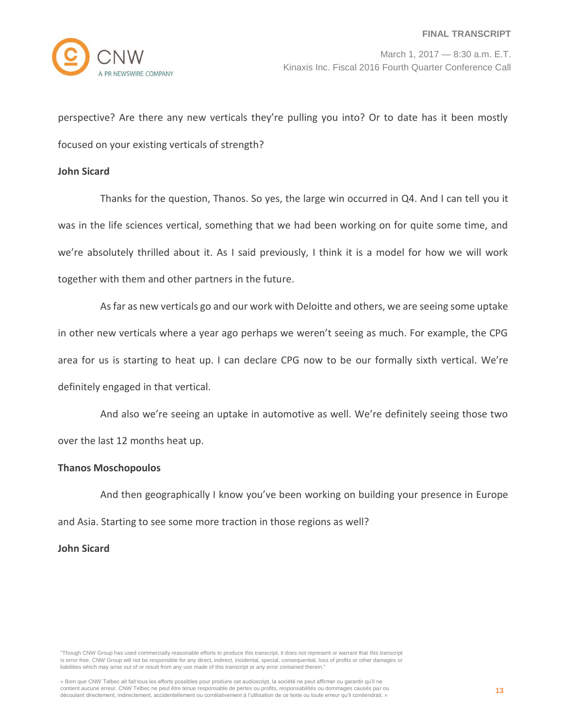perspective? Are there any new verticals they're pulling you into? Or to date has it been mostly focused on your existing verticals of strength?

**John Sicard**

Thanks for the question, Thanos. So yes, the large win occurred in Q4. And I can tell you it was in the life sciences vertical, something that we had been working on for quite some time, and we're absolutely thrilled about it. As I said previously, I think it is a model for how we will work together with them and other partners in the future.

As far as new verticals go and our work with Deloitte and others, we are seeing some uptake in other new verticals where a year ago perhaps we weren't seeing as much. For example, the CPG area for us is starting to heat up. I can declare CPG now to be our formally sixth vertical. We're definitely engaged in that vertical.

And also we're seeing an uptake in automotive as well. We're definitely seeing those two over the last 12 months heat up.

**Thanos Moschopoulos**

And then geographically I know you've been working on building your presence in Europe and Asia. Starting to see some more traction in those regions as well?

**John Sicard**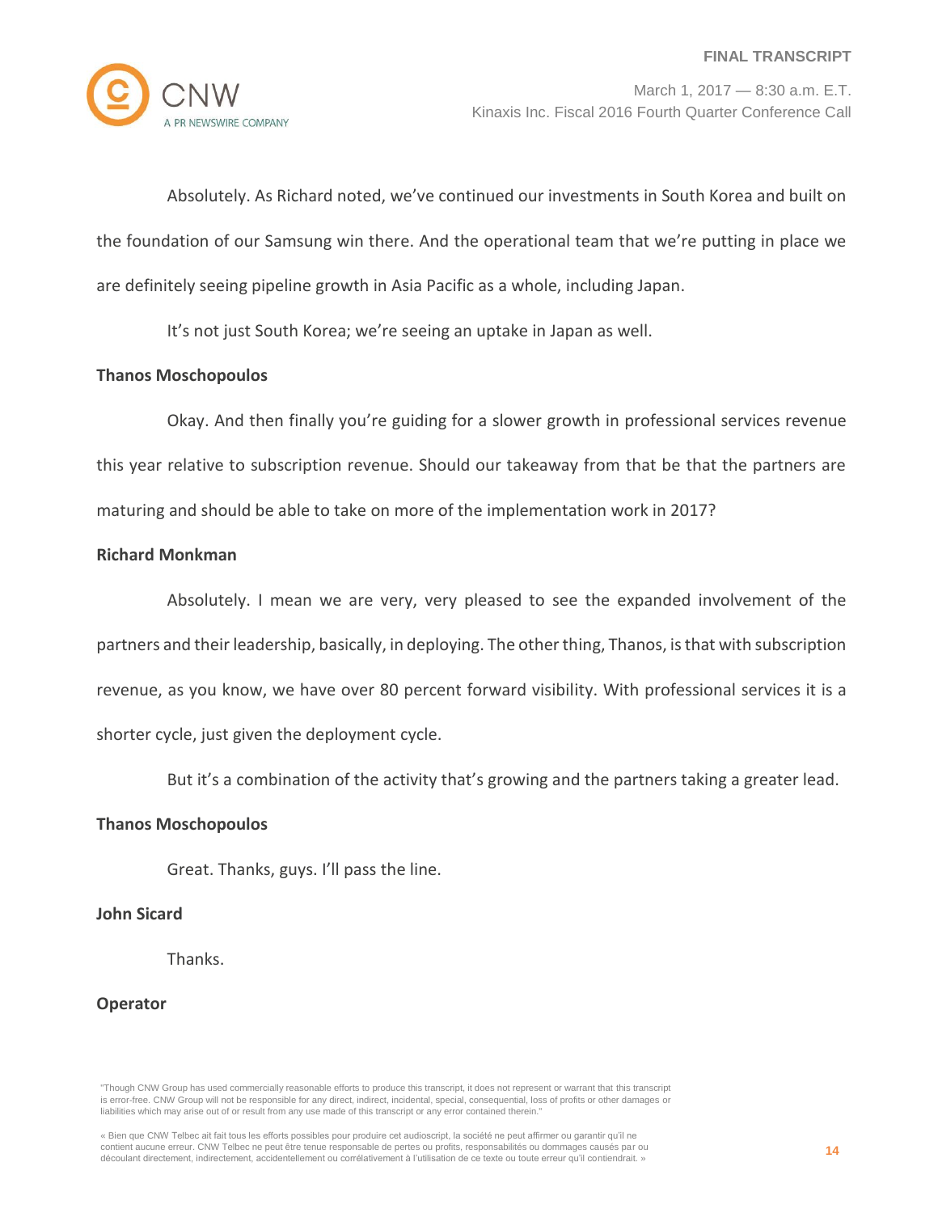Absolutely. As Richard noted, we've continued our investments in South Korea and built on the foundation of our Samsung win there. And the operational team that we're putting in place we are definitely seeing pipeline growth in Asia Pacific as a whole, including Japan.

It's not just South Korea; we're seeing an uptake in Japan as well.

**Thanos Moschopoulos**

Okay. And then finally you're guiding for a slower growth in professional services revenue this year relative to subscription revenue. Should our takeaway from that be that the partners are maturing and should be able to take on more of the implementation work in 2017?

**Richard Monkman**

Absolutely. I mean we are very, very pleased to see the expanded involvement of the partners and their leadership, basically, in deploying. The other thing, Thanos, is that with subscription revenue, as you know, we have over 80 percent forward visibility. With professional services it is a shorter cycle, just given the deployment cycle.

But it's a combination of the activity that's growing and the partners taking a greater lead.

**Thanos Moschopoulos**

Great. Thanks, guys. I'll pass the line.

**John Sicard**

Thanks.

**Operator**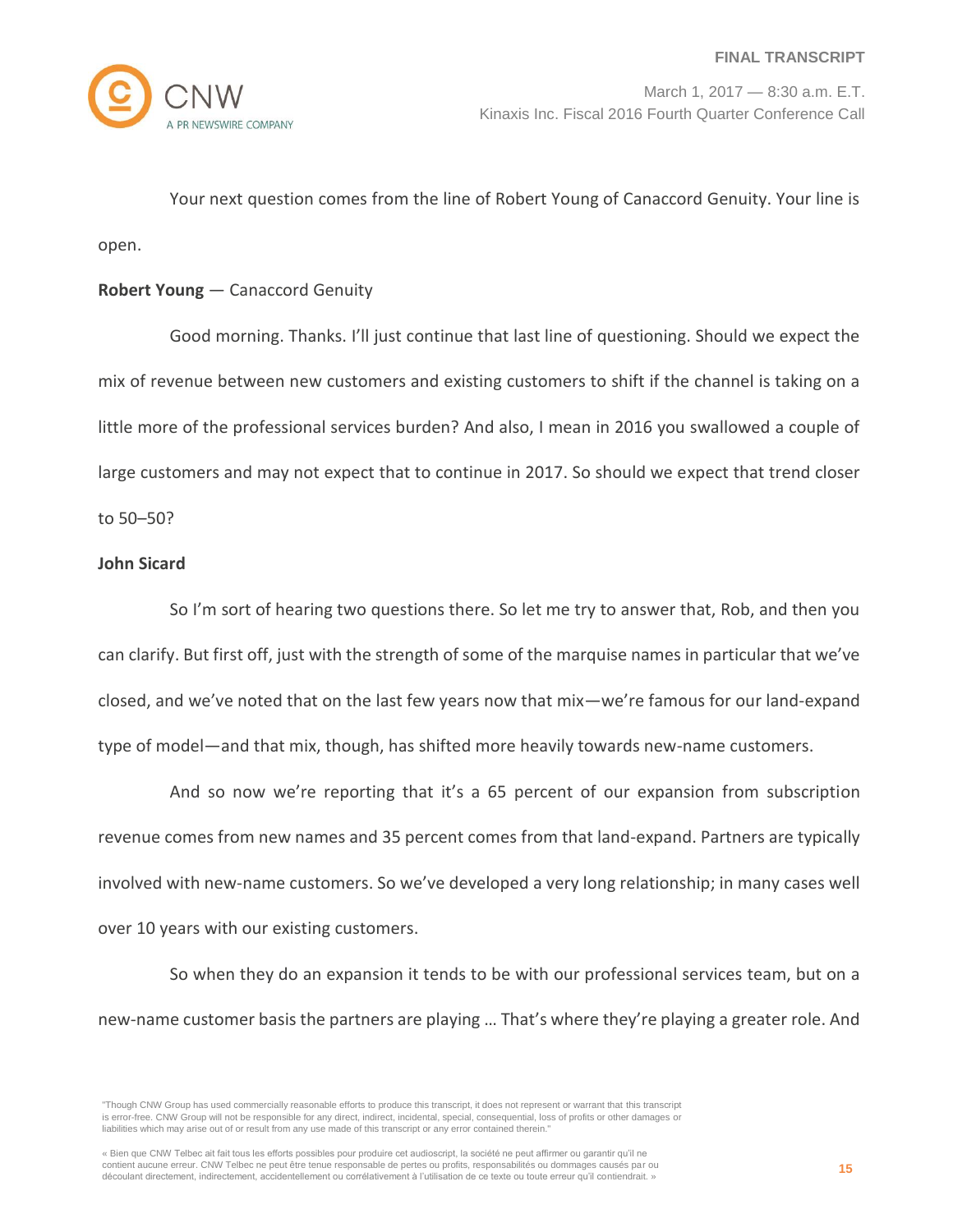Your next question comes from the line of Robert Young of Canaccord Genuity. Your line is open.

**Robert Young** — Canaccord Genuity

Good morning. Thanks. I'll just continue that last line of questioning. Should we expect the mix of revenue between new customers and existing customers to shift if the channel is taking on a little more of the professional services burden? And also, I mean in 2016 you swallowed a couple of large customers and may not expect that to continue in 2017. So should we expect that trend closer to 50–50?

**John Sicard**

So I'm sort of hearing two questions there. So let me try to answer that, Rob, and then you can clarify. But first off, just with the strength of some of the marquise names in particular that we've closed, and we've noted that on the last few years now that mix—we're famous for our land-expand type of model—and that mix, though, has shifted more heavily towards new-name customers.

And so now we're reporting that it's a 65 percent of our expansion from subscription revenue comes from new names and 35 percent comes from that land-expand. Partners are typically involved with new-name customers. So we've developed a very long relationship; in many cases well over 10 years with our existing customers.

So when they do an expansion it tends to be with our professional services team, but on a new-name customer basis the partners are playing … That's where they're playing a greater role. And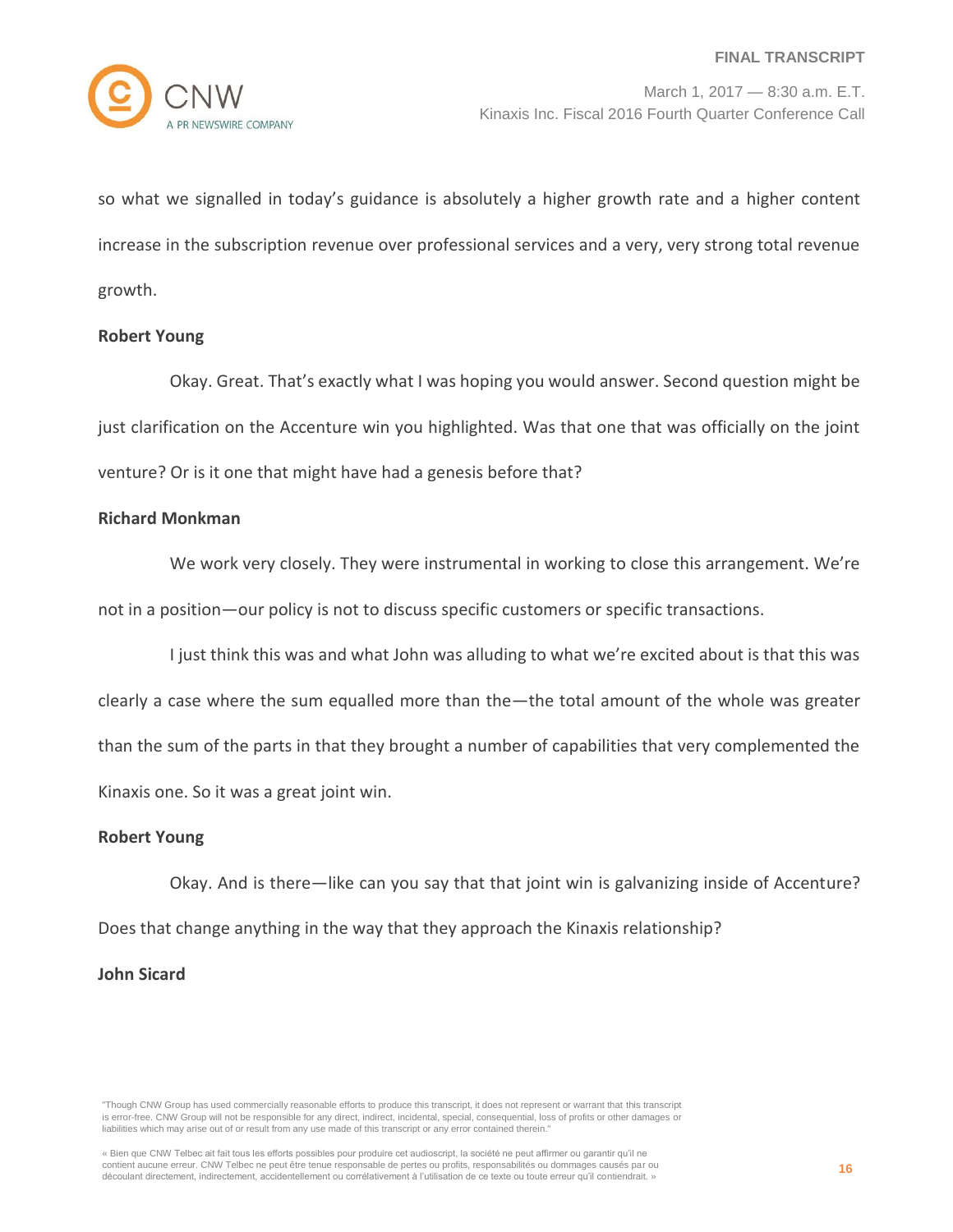so what we signalled in today's guidance is absolutely a higher growth rate and a higher content increase in the subscription revenue over professional services and a very, very strong total revenue growth.

**Robert Young**

Okay. Great. That's exactly what I was hoping you would answer. Second question might be just clarification on the Accenture win you highlighted. Was that one that was officially on the joint venture? Or is it one that might have had a genesis before that?

**Richard Monkman**

We work very closely. They were instrumental in working to close this arrangement. We're not in a position—our policy is not to discuss specific customers or specific transactions.

I just think this was and what John was alluding to what we're excited about is that this was clearly a case where the sum equalled more than the—the total amount of the whole was greater than the sum of the parts in that they brought a number of capabilities that very complemented the Kinaxis one. So it was a great joint win.

**Robert Young**

Okay. And is there—like can you say that that joint win is galvanizing inside of Accenture? Does that change anything in the way that they approach the Kinaxis relationship?

**John Sicard**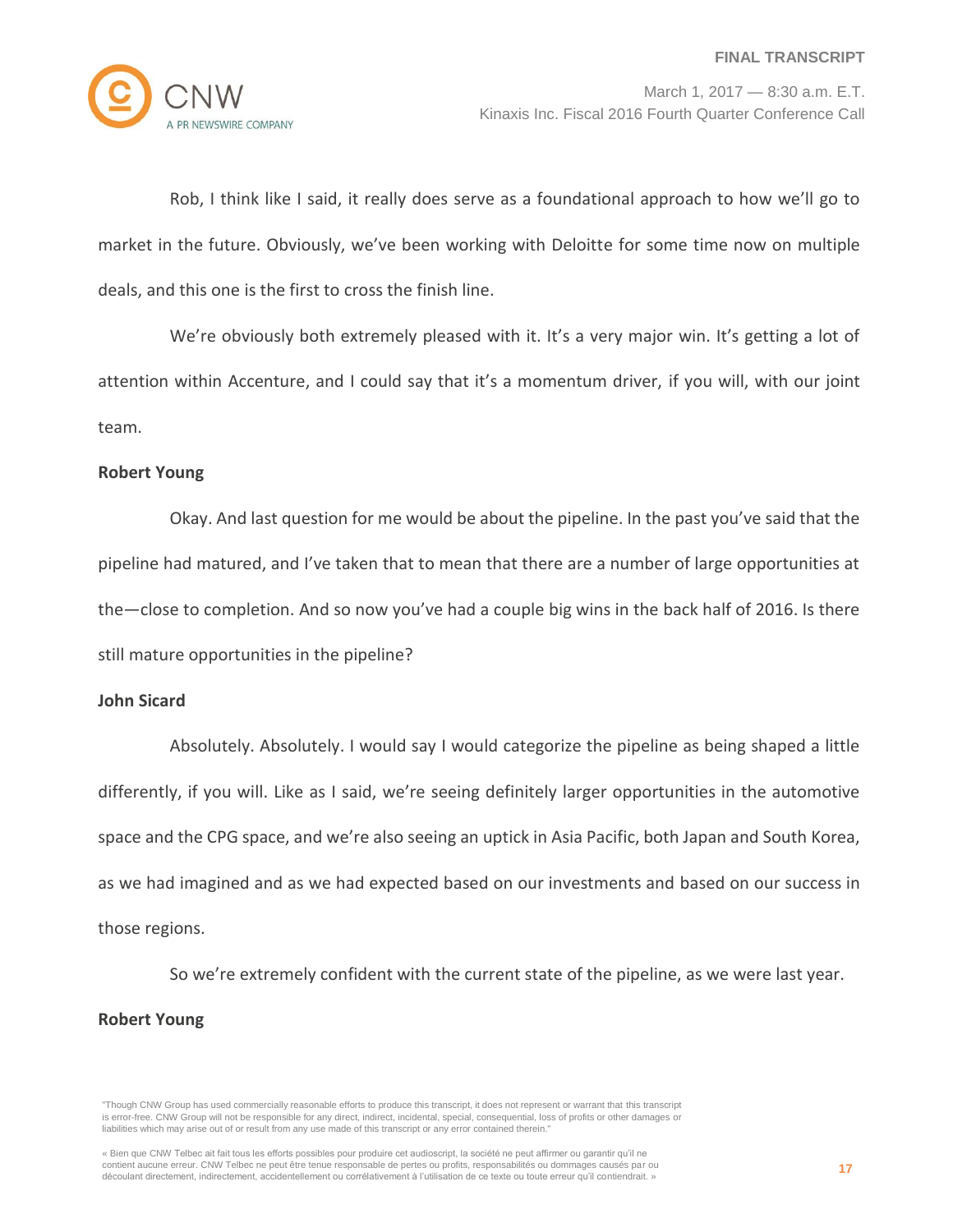Rob, I think like I said, it really does serve as a foundational approach to how we'll go to market in the future. Obviously, we've been working with Deloitte for some time now on multiple deals, and this one is the first to cross the finish line.

We're obviously both extremely pleased with it. It's a very major win. It's getting a lot of attention within Accenture, and I could say that it's a momentum driver, if you will, with our joint team.

**Robert Young**

Okay. And last question for me would be about the pipeline. In the past you've said that the pipeline had matured, and I've taken that to mean that there are a number of large opportunities at the—close to completion. And so now you've had a couple big wins in the back half of 2016. Is there still mature opportunities in the pipeline?

**John Sicard**

Absolutely. Absolutely. I would say I would categorize the pipeline as being shaped a little differently, if you will. Like as I said, we're seeing definitely larger opportunities in the automotive space and the CPG space, and we're also seeing an uptick in Asia Pacific, both Japan and South Korea, as we had imagined and as we had expected based on our investments and based on our success in those regions.

So we're extremely confident with the current state of the pipeline, as we were last year.

**Robert Young**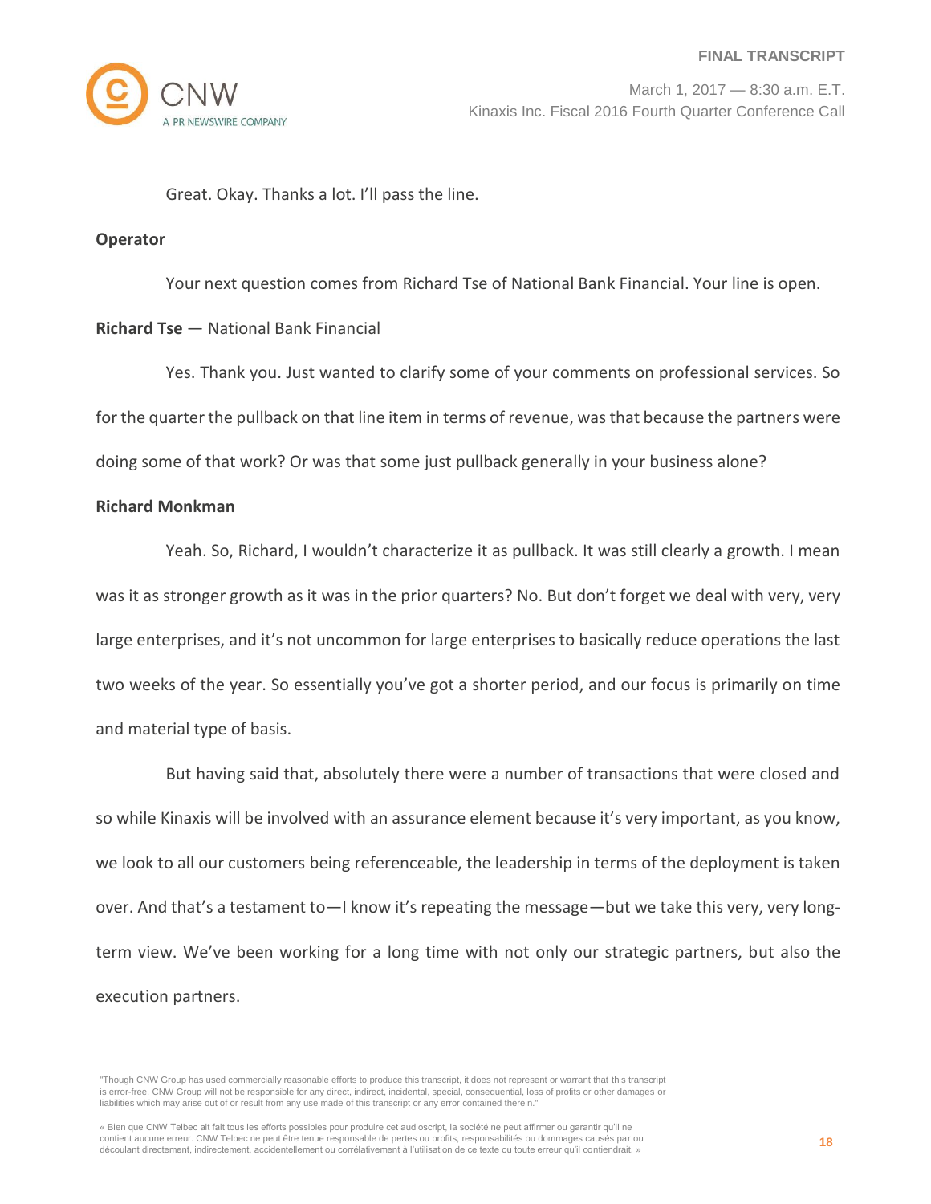Great. Okay. Thanks a lot. I'll pass the line.

**Operator**

Your next question comes from Richard Tse of National Bank Financial. Your line is open.

**Richard Tse** — National Bank Financial

Yes. Thank you. Just wanted to clarify some of your comments on professional services. So for the quarter the pullback on that line item in terms of revenue, was that because the partners were doing some of that work? Or was that some just pullback generally in your business alone?

**Richard Monkman**

Yeah. So, Richard, I wouldn't characterize it as pullback. It was still clearly a growth. I mean was it as stronger growth as it was in the prior quarters? No. But don't forget we deal with very, very large enterprises, and it's not uncommon for large enterprises to basically reduce operations the last two weeks of the year. So essentially you've got a shorter period, and our focus is primarily on time and material type of basis.

But having said that, absolutely there were a number of transactions that were closed and so while Kinaxis will be involved with an assurance element because it's very important, as you know, we look to all our customers being referenceable, the leadership in terms of the deployment is taken over. And that's a testament to—I know it's repeating the message—but we take this very, very long-term view. We've been working for a long time with not only our strategic partners, but also the execution partners.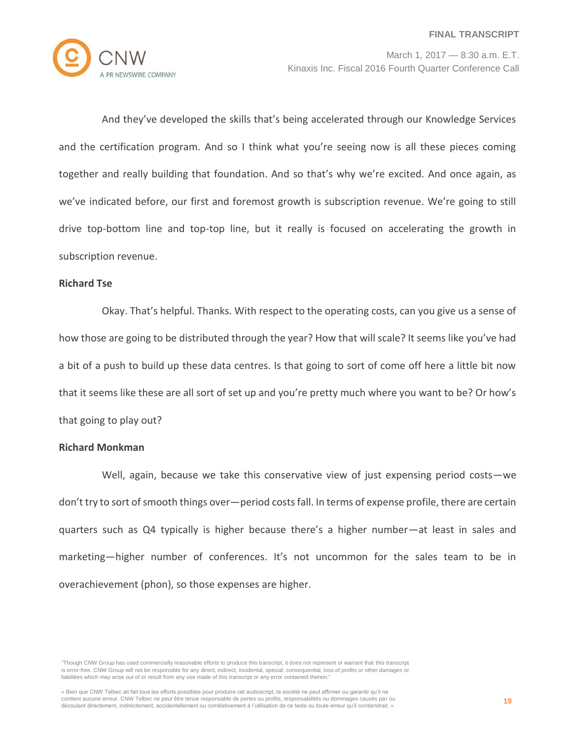And they've developed the skills that's being accelerated through our Knowledge Services and the certification program. And so I think what you're seeing now is all these pieces coming together and really building that foundation. And so that's why we're excited. And once again, as we've indicated before, our first and foremost growth is subscription revenue. We're going to still drive top-bottom line and top-top line, but it really is focused on accelerating the growth in subscription revenue.

**Richard Tse**

Okay. That's helpful. Thanks. With respect to the operating costs, can you give us a sense of how those are going to be distributed through the year? How that will scale? It seems like you've had a bit of a push to build up these data centres. Is that going to sort of come off here a little bit now that it seems like these are all sort of set up and you're pretty much where you want to be? Or how's that going to play out?

**Richard Monkman**

Well, again, because we take this conservative view of just expensing period costs—we don't try to sort of smooth things over—period costs fall. In terms of expense profile, there are certain quarters such as Q4 typically is higher because there's a higher number—at least in sales and marketing—higher number of conferences. It's not uncommon for the sales team to be in overachievement (phon), so those expenses are higher.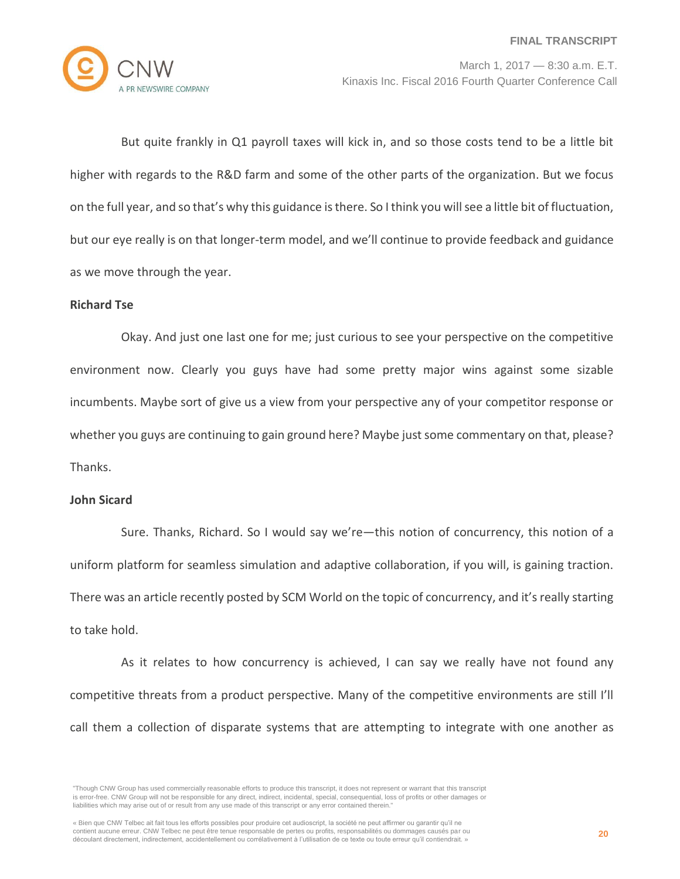But quite frankly in Q1 payroll taxes will kick in, and so those costs tend to be a little bit higher with regards to the R&D farm and some of the other parts of the organization. But we focus on the full year, and so that's why this guidance is there. So I think you will see a little bit of fluctuation, but our eye really is on that longer-term model, and we'll continue to provide feedback and guidance as we move through the year.

**Richard Tse**

Okay. And just one last one for me; just curious to see your perspective on the competitive environment now. Clearly you guys have had some pretty major wins against some sizable incumbents. Maybe sort of give us a view from your perspective any of your competitor response or whether you guys are continuing to gain ground here? Maybe just some commentary on that, please? Thanks.

**John Sicard**

Sure. Thanks, Richard. So I would say we're—this notion of concurrency, this notion of a uniform platform for seamless simulation and adaptive collaboration, if you will, is gaining traction. There was an article recently posted by SCM World on the topic of concurrency, and it's really starting to take hold.

As it relates to how concurrency is achieved, I can say we really have not found any competitive threats from a product perspective. Many of the competitive environments are still I'll call them a collection of disparate systems that are attempting to integrate with one another as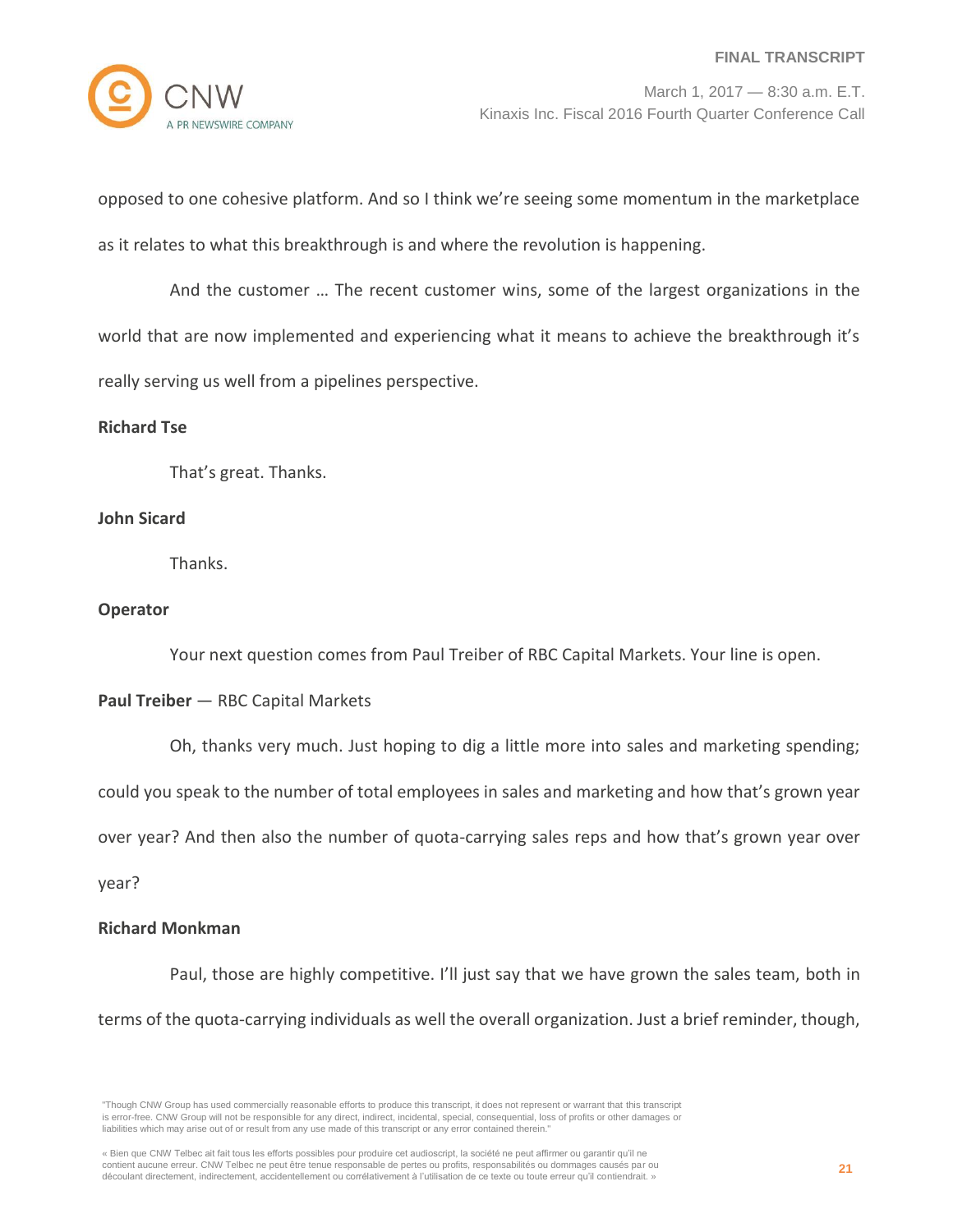opposed to one cohesive platform. And so I think we're seeing some momentum in the marketplace as it relates to what this breakthrough is and where the revolution is happening.

And the customer … The recent customer wins, some of the largest organizations in the world that are now implemented and experiencing what it means to achieve the breakthrough it's really serving us well from a pipelines perspective.

**Richard Tse**

That's great. Thanks.

**John Sicard**

Thanks.

**Operator**

Your next question comes from Paul Treiber of RBC Capital Markets. Your line is open.

**Paul Treiber** — RBC Capital Markets

Oh, thanks very much. Just hoping to dig a little more into sales and marketing spending; could you speak to the number of total employees in sales and marketing and how that's grown year over year? And then also the number of quota-carrying sales reps and how that's grown year over year?

**Richard Monkman**

Paul, those are highly competitive. I'll just say that we have grown the sales team, both in terms of the quota-carrying individuals as well the overall organization. Just a brief reminder, though,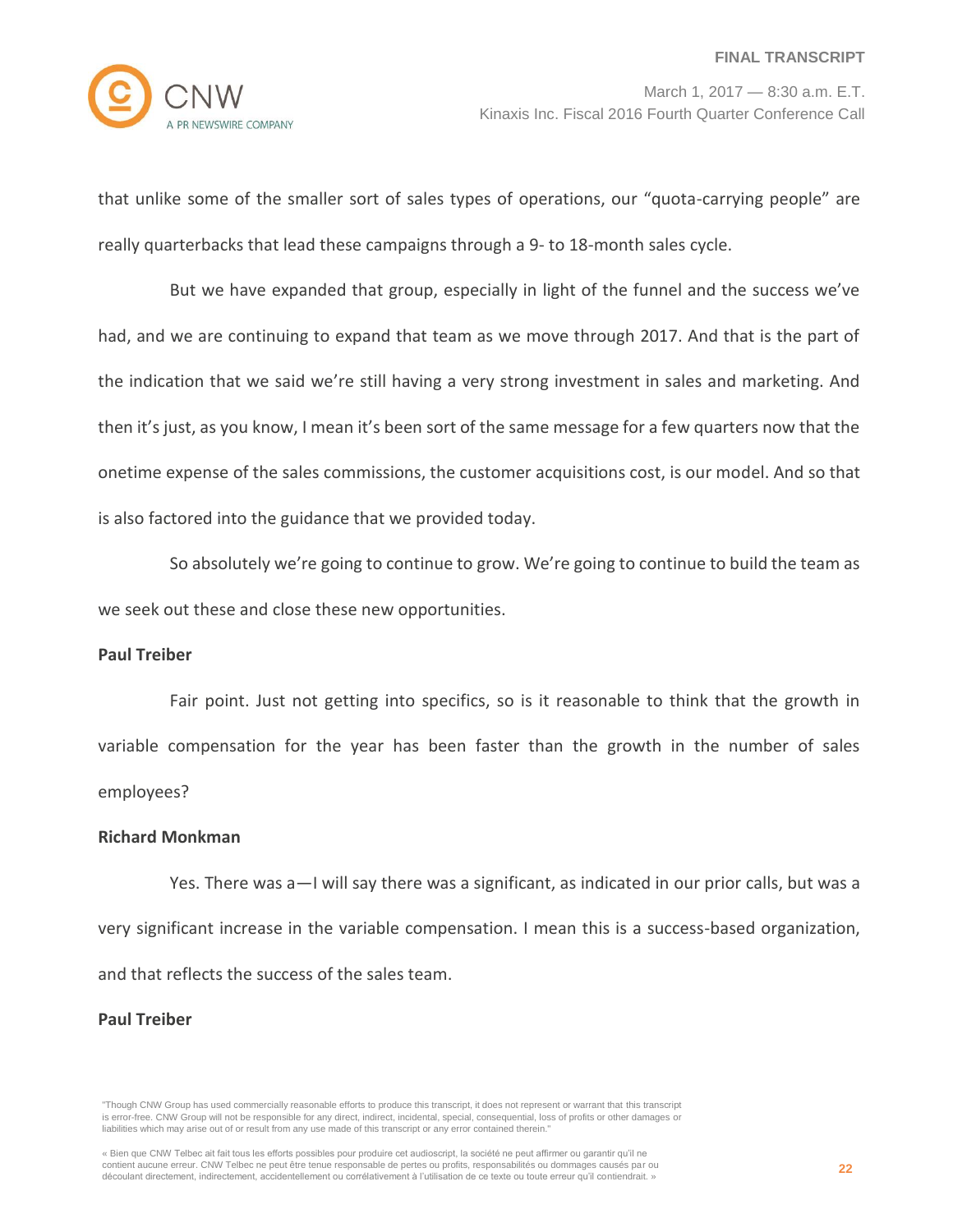that unlike some of the smaller sort of sales types of operations, our "quota-carrying people" are really quarterbacks that lead these campaigns through a 9- to 18-month sales cycle.

But we have expanded that group, especially in light of the funnel and the success we've had, and we are continuing to expand that team as we move through 2017. And that is the part of the indication that we said we're still having a very strong investment in sales and marketing. And then it's just, as you know, I mean it's been sort of the same message for a few quarters now that the onetime expense of the sales commissions, the customer acquisitions cost, is our model. And so that is also factored into the guidance that we provided today.

So absolutely we're going to continue to grow. We're going to continue to build the team as we seek out these and close these new opportunities.

**Paul Treiber**

Fair point. Just not getting into specifics, so is it reasonable to think that the growth in variable compensation for the year has been faster than the growth in the number of sales employees?

**Richard Monkman**

Yes. There was a—I will say there was a significant, as indicated in our prior calls, but was a very significant increase in the variable compensation. I mean this is a success-based organization, and that reflects the success of the sales team.

**Paul Treiber**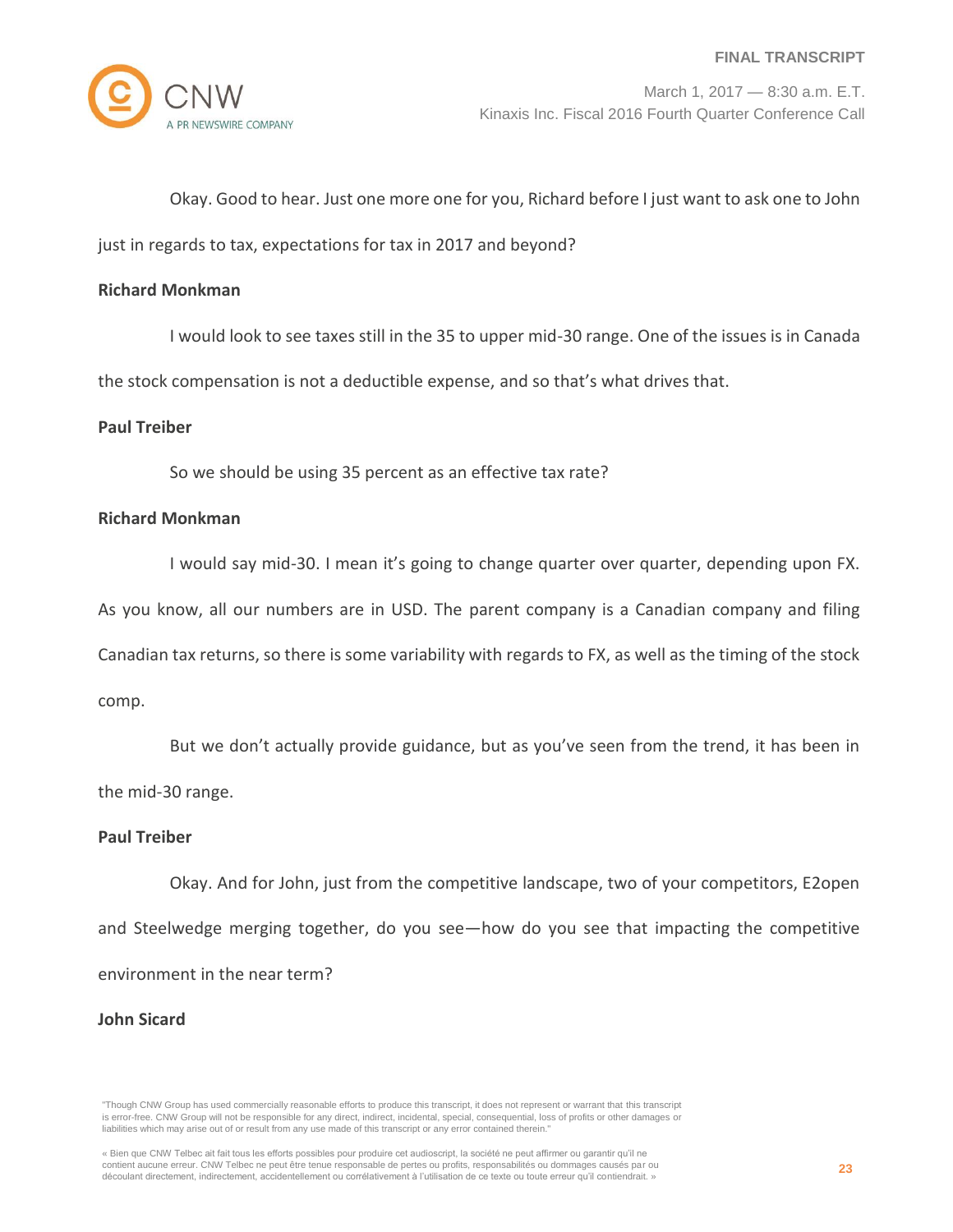Okay. Good to hear. Just one more one for you, Richard before I just want to ask one to John just in regards to tax, expectations for tax in 2017 and beyond?

**Richard Monkman**

I would look to see taxes still in the 35 to upper mid-30 range. One of the issues is in Canada the stock compensation is not a deductible expense, and so that's what drives that.

**Paul Treiber**

So we should be using 35 percent as an effective tax rate?

**Richard Monkman**

I would say mid-30. I mean it's going to change quarter over quarter, depending upon FX. As you know, all our numbers are in USD. The parent company is a Canadian company and filing Canadian tax returns, so there is some variability with regards to FX, as well as the timing of the stock comp.

But we don't actually provide guidance, but as you've seen from the trend, it has been in the mid-30 range.

**Paul Treiber**

Okay. And for John, just from the competitive landscape, two of your competitors, E2open and Steelwedge merging together, do you see—how do you see that impacting the competitive environment in the near term?

**John Sicard**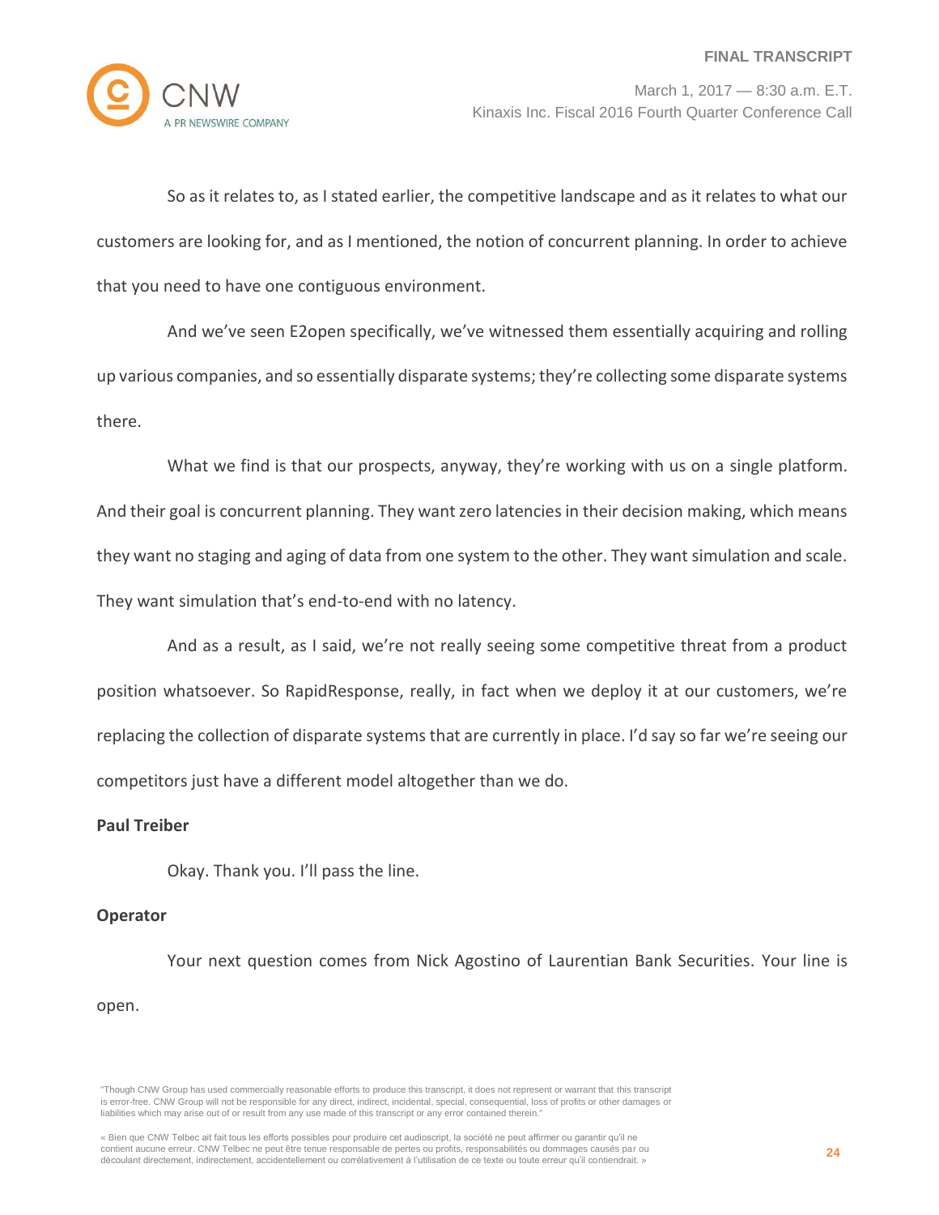So as it relates to, as I stated earlier, the competitive landscape and as it relates to what our customers are looking for, and as I mentioned, the notion of concurrent planning. In order to achieve that you need to have one contiguous environment.

And we've seen E2open specifically, we've witnessed them essentially acquiring and rolling up various companies, and so essentially disparate systems; they're collecting some disparate systems there.

What we find is that our prospects, anyway, they're working with us on a single platform. And their goal is concurrent planning. They want zero latencies in their decision making, which means they want no staging and aging of data from one system to the other. They want simulation and scale. They want simulation that's end-to-end with no latency.

And as a result, as I said, we're not really seeing some competitive threat from a product position whatsoever. So RapidResponse, really, in fact when we deploy it at our customers, we're replacing the collection of disparate systems that are currently in place. I'd say so far we're seeing our competitors just have a different model altogether than we do.

**Paul Treiber**

Okay. Thank you. I'll pass the line.

**Operator**

Your next question comes from Nick Agostino of Laurentian Bank Securities. Your line is open.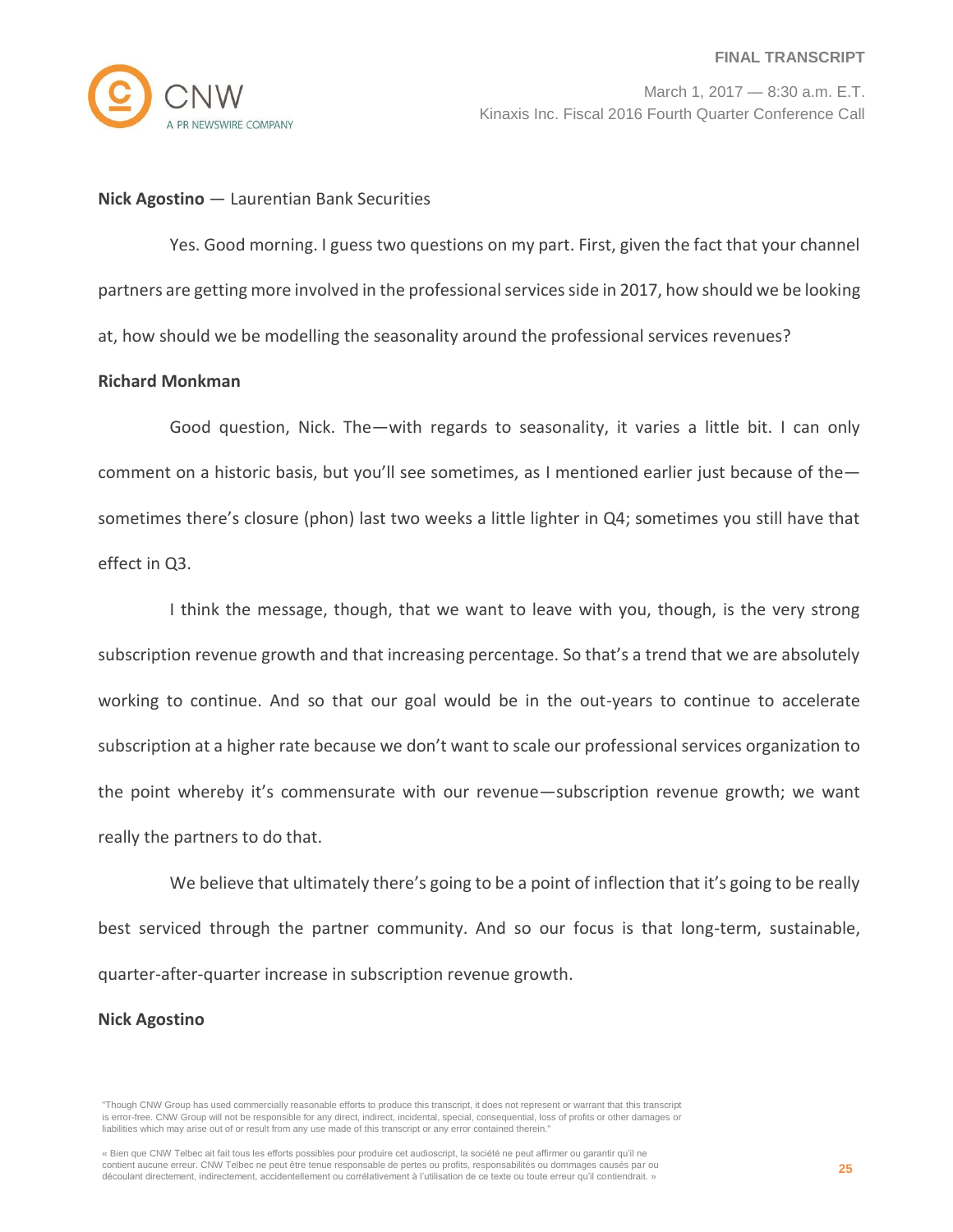**Nick Agostino** — Laurentian Bank Securities

Yes. Good morning. I guess two questions on my part. First, given the fact that your channel partners are getting more involved in the professional services side in 2017, how should we be looking at, how should we be modelling the seasonality around the professional services revenues?

**Richard Monkman**

Good question, Nick. The—with regards to seasonality, it varies a little bit. I can only comment on a historic basis, but you'll see sometimes, as I mentioned earlier just because of the—sometimes there's closure (phon) last two weeks a little lighter in Q4; sometimes you still have that effect in Q3.

I think the message, though, that we want to leave with you, though, is the very strong subscription revenue growth and that increasing percentage. So that's a trend that we are absolutely working to continue. And so that our goal would be in the out-years to continue to accelerate subscription at a higher rate because we don't want to scale our professional services organization to the point whereby it's commensurate with our revenue—subscription revenue growth; we want really the partners to do that.

We believe that ultimately there's going to be a point of inflection that it's going to be really best serviced through the partner community. And so our focus is that long-term, sustainable, quarter-after-quarter increase in subscription revenue growth.

**Nick Agostino**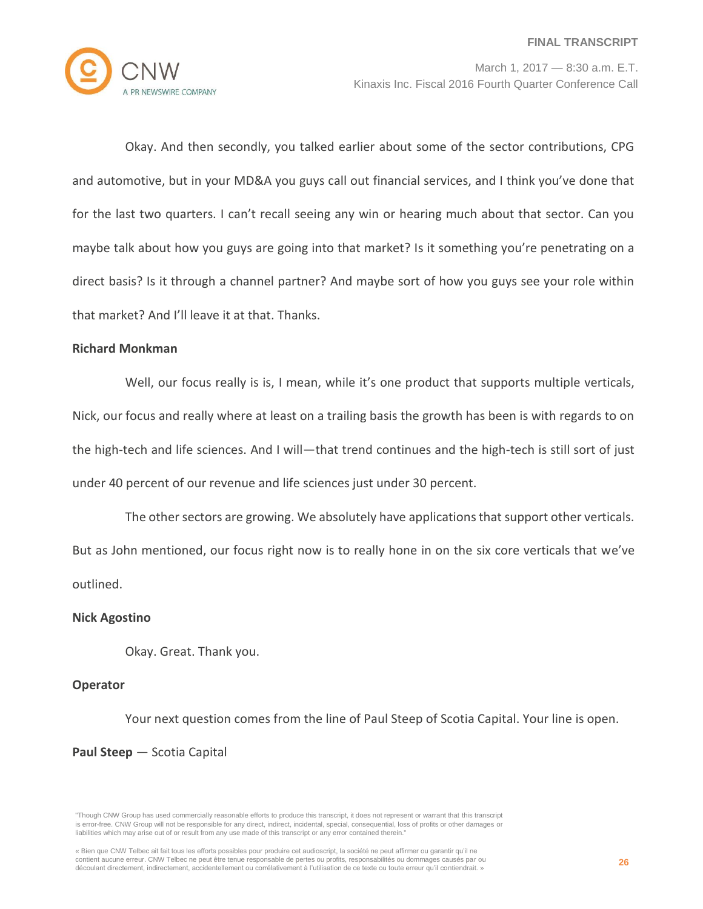Okay. And then secondly, you talked earlier about some of the sector contributions, CPG and automotive, but in your MD&A you guys call out financial services, and I think you've done that for the last two quarters. I can't recall seeing any win or hearing much about that sector. Can you maybe talk about how you guys are going into that market? Is it something you're penetrating on a direct basis? Is it through a channel partner? And maybe sort of how you guys see your role within that market? And I'll leave it at that. Thanks.

**Richard Monkman**

Well, our focus really is is, I mean, while it's one product that supports multiple verticals, Nick, our focus and really where at least on a trailing basis the growth has been is with regards to on the high-tech and life sciences. And I will—that trend continues and the high-tech is still sort of just under 40 percent of our revenue and life sciences just under 30 percent.

The other sectors are growing. We absolutely have applications that support other verticals. But as John mentioned, our focus right now is to really hone in on the six core verticals that we've outlined.

**Nick Agostino**

Okay. Great. Thank you.

**Operator**

Your next question comes from the line of Paul Steep of Scotia Capital. Your line is open.

**Paul Steep** — Scotia Capital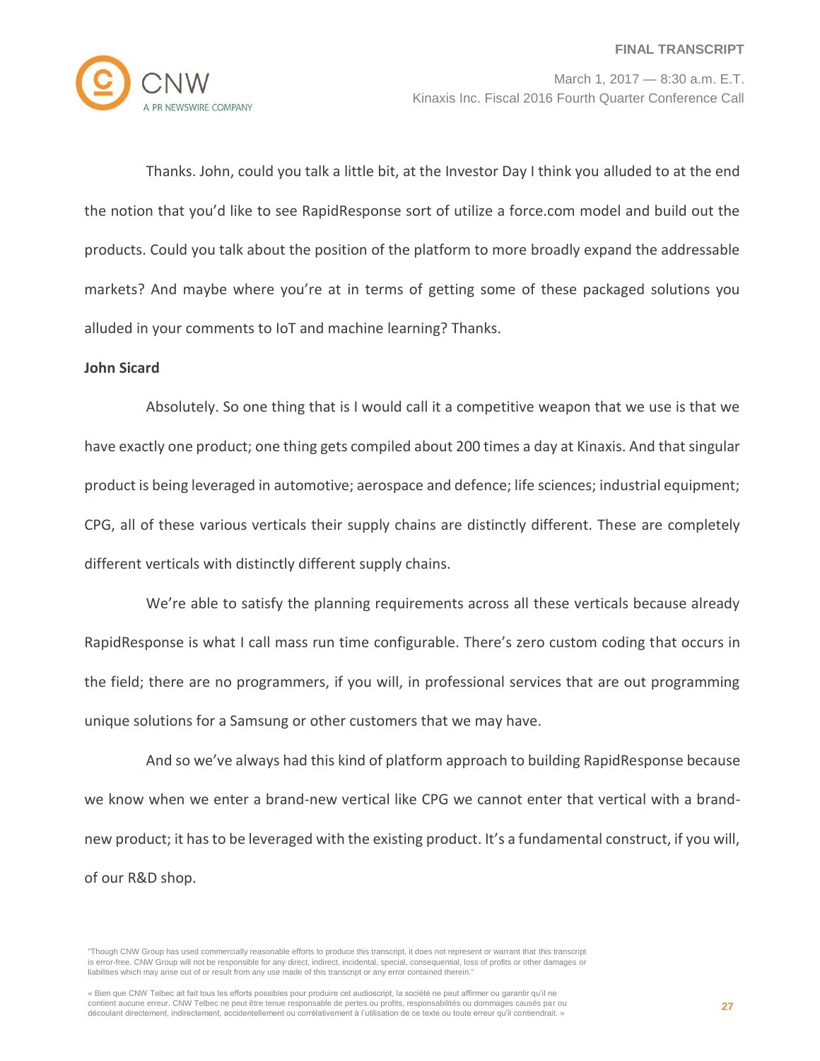Thanks. John, could you talk a little bit, at the Investor Day I think you alluded to at the end the notion that you'd like to see RapidResponse sort of utilize a force.com model and build out the products. Could you talk about the position of the platform to more broadly expand the addressable markets? And maybe where you're at in terms of getting some of these packaged solutions you alluded in your comments to IoT and machine learning? Thanks.

**John Sicard**

Absolutely. So one thing that is I would call it a competitive weapon that we use is that we have exactly one product; one thing gets compiled about 200 times a day at Kinaxis. And that singular product is being leveraged in automotive; aerospace and defence; life sciences; industrial equipment; CPG, all of these various verticals their supply chains are distinctly different. These are completely different verticals with distinctly different supply chains.

We're able to satisfy the planning requirements across all these verticals because already RapidResponse is what I call mass run time configurable. There's zero custom coding that occurs in the field; there are no programmers, if you will, in professional services that are out programming unique solutions for a Samsung or other customers that we may have.

And so we've always had this kind of platform approach to building RapidResponse because we know when we enter a brand-new vertical like CPG we cannot enter that vertical with a brand-new product; it has to be leveraged with the existing product. It's a fundamental construct, if you will, of our R&D shop.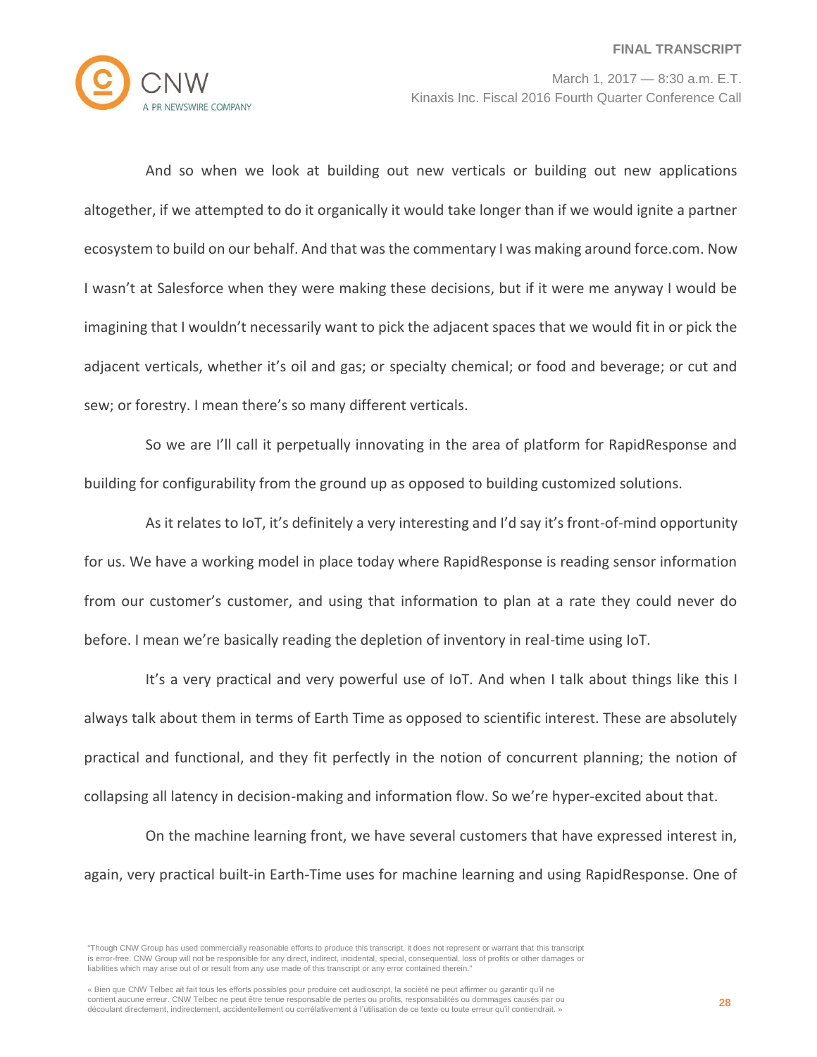And so when we look at building out new verticals or building out new applications altogether, if we attempted to do it organically it would take longer than if we would ignite a partner ecosystem to build on our behalf. And that was the commentary I was making around force.com. Now I wasn't at Salesforce when they were making these decisions, but if it were me anyway I would be imagining that I wouldn't necessarily want to pick the adjacent spaces that we would fit in or pick the adjacent verticals, whether it's oil and gas; or specialty chemical; or food and beverage; or cut and sew; or forestry. I mean there's so many different verticals.

So we are I'll call it perpetually innovating in the area of platform for RapidResponse and building for configurability from the ground up as opposed to building customized solutions.

As it relates to IoT, it's definitely a very interesting and I'd say it's front-of-mind opportunity for us. We have a working model in place today where RapidResponse is reading sensor information from our customer's customer, and using that information to plan at a rate they could never do before. I mean we're basically reading the depletion of inventory in real-time using IoT.

It's a very practical and very powerful use of IoT. And when I talk about things like this I always talk about them in terms of Earth Time as opposed to scientific interest. These are absolutely practical and functional, and they fit perfectly in the notion of concurrent planning; the notion of collapsing all latency in decision-making and information flow. So we're hyper-excited about that.

On the machine learning front, we have several customers that have expressed interest in, again, very practical built-in Earth-Time uses for machine learning and using RapidResponse. One of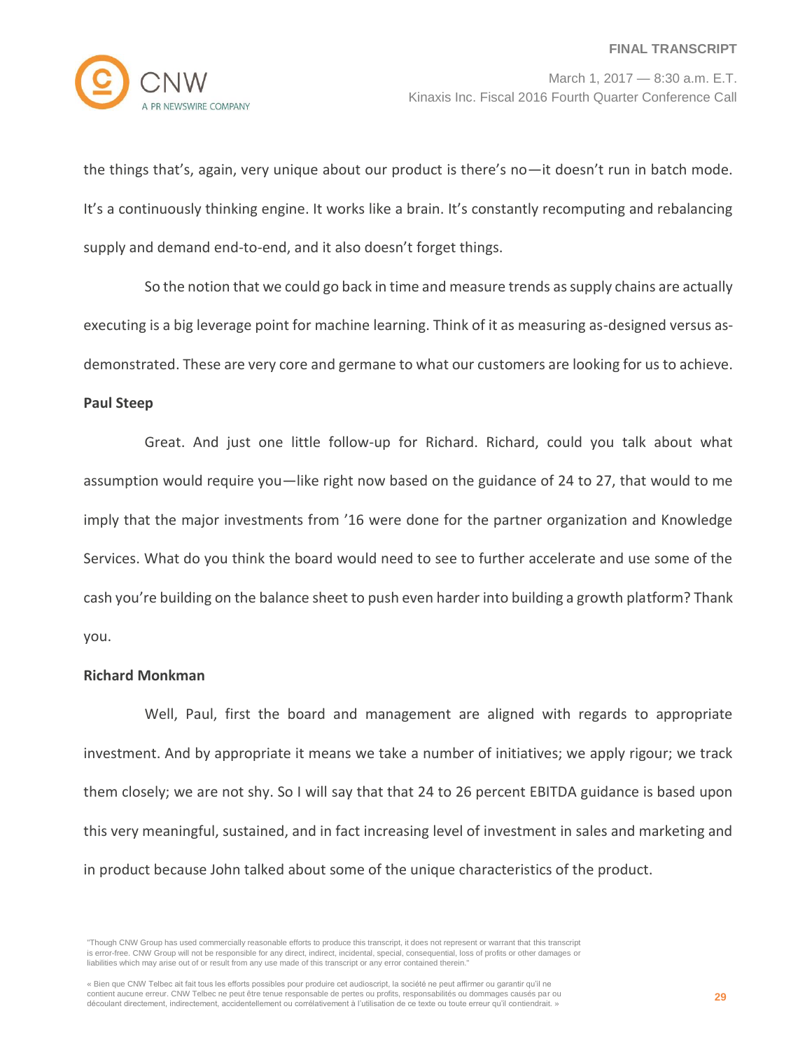the things that's, again, very unique about our product is there's no—it doesn't run in batch mode. It's a continuously thinking engine. It works like a brain. It's constantly recomputing and rebalancing supply and demand end-to-end, and it also doesn't forget things.

So the notion that we could go back in time and measure trends as supply chains are actually executing is a big leverage point for machine learning. Think of it as measuring as-designed versus as-demonstrated. These are very core and germane to what our customers are looking for us to achieve.

**Paul Steep**

Great. And just one little follow-up for Richard. Richard, could you talk about what assumption would require you—like right now based on the guidance of 24 to 27, that would to me imply that the major investments from '16 were done for the partner organization and Knowledge Services. What do you think the board would need to see to further accelerate and use some of the cash you're building on the balance sheet to push even harder into building a growth platform? Thank you.

**Richard Monkman**

Well, Paul, first the board and management are aligned with regards to appropriate investment. And by appropriate it means we take a number of initiatives; we apply rigour; we track them closely; we are not shy. So I will say that that 24 to 26 percent EBITDA guidance is based upon this very meaningful, sustained, and in fact increasing level of investment in sales and marketing and in product because John talked about some of the unique characteristics of the product.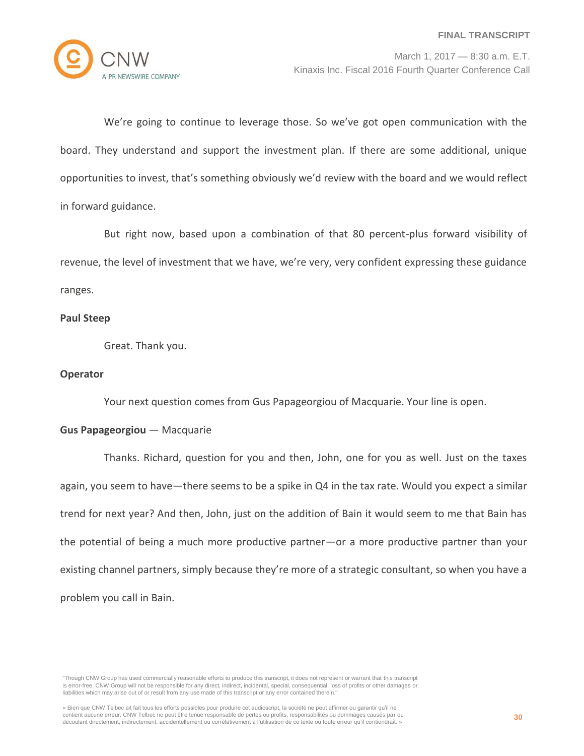We're going to continue to leverage those. So we've got open communication with the board. They understand and support the investment plan. If there are some additional, unique opportunities to invest, that's something obviously we'd review with the board and we would reflect in forward guidance.

But right now, based upon a combination of that 80 percent-plus forward visibility of revenue, the level of investment that we have, we're very, very confident expressing these guidance ranges.

**Paul Steep**

Great. Thank you.

**Operator**

Your next question comes from Gus Papageorgiou of Macquarie. Your line is open.

**Gus Papageorgiou** — Macquarie

Thanks. Richard, question for you and then, John, one for you as well. Just on the taxes again, you seem to have—there seems to be a spike in Q4 in the tax rate. Would you expect a similar trend for next year? And then, John, just on the addition of Bain it would seem to me that Bain has the potential of being a much more productive partner—or a more productive partner than your existing channel partners, simply because they're more of a strategic consultant, so when you have a problem you call in Bain.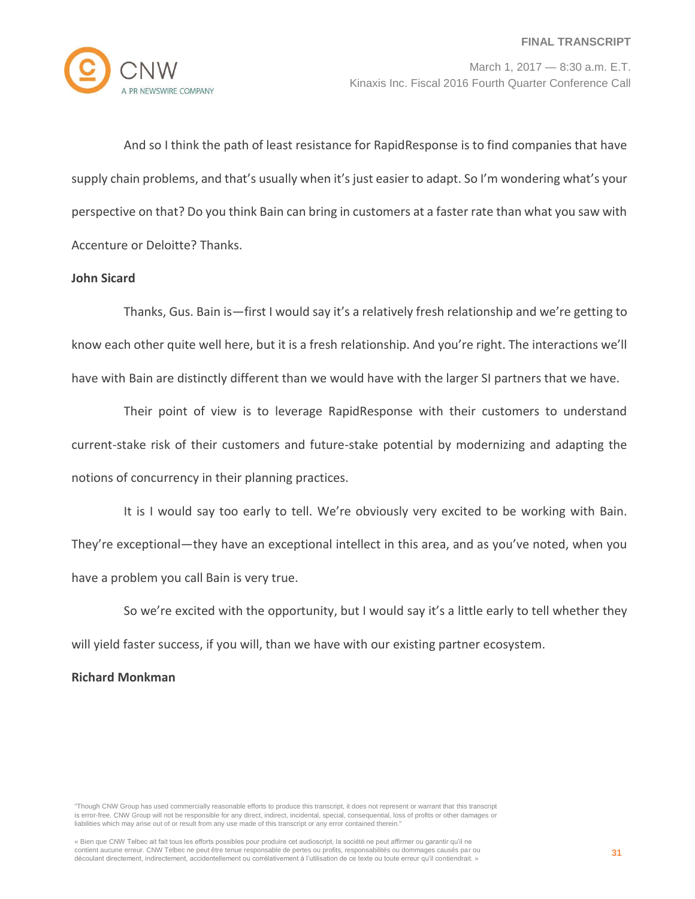And so I think the path of least resistance for RapidResponse is to find companies that have supply chain problems, and that's usually when it's just easier to adapt. So I'm wondering what's your perspective on that? Do you think Bain can bring in customers at a faster rate than what you saw with Accenture or Deloitte? Thanks.

**John Sicard**

Thanks, Gus. Bain is—first I would say it's a relatively fresh relationship and we're getting to know each other quite well here, but it is a fresh relationship. And you're right. The interactions we'll have with Bain are distinctly different than we would have with the larger SI partners that we have.

Their point of view is to leverage RapidResponse with their customers to understand current-stake risk of their customers and future-stake potential by modernizing and adapting the notions of concurrency in their planning practices.

It is I would say too early to tell. We're obviously very excited to be working with Bain. They're exceptional—they have an exceptional intellect in this area, and as you've noted, when you have a problem you call Bain is very true.

So we're excited with the opportunity, but I would say it's a little early to tell whether they will yield faster success, if you will, than we have with our existing partner ecosystem.

**Richard Monkman**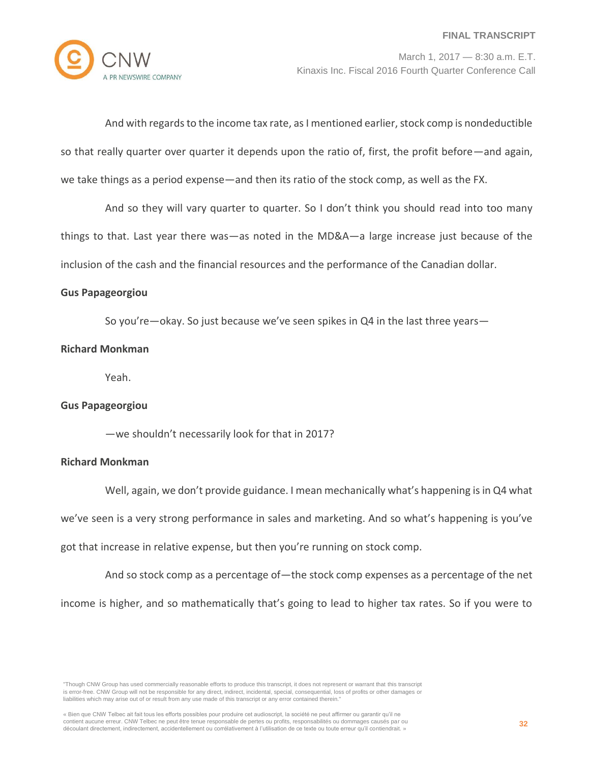And with regards to the income tax rate, as I mentioned earlier, stock comp is nondeductible so that really quarter over quarter it depends upon the ratio of, first, the profit before—and again, we take things as a period expense—and then its ratio of the stock comp, as well as the FX.

And so they will vary quarter to quarter. So I don't think you should read into too many things to that. Last year there was—as noted in the MD&A—a large increase just because of the inclusion of the cash and the financial resources and the performance of the Canadian dollar.

**Gus Papageorgiou**

So you're—okay. So just because we've seen spikes in Q4 in the last three years—

**Richard Monkman**

Yeah.

**Gus Papageorgiou**

—we shouldn't necessarily look for that in 2017?

**Richard Monkman**

Well, again, we don't provide guidance. I mean mechanically what's happening is in Q4 what we've seen is a very strong performance in sales and marketing. And so what's happening is you've got that increase in relative expense, but then you're running on stock comp.

And so stock comp as a percentage of—the stock comp expenses as a percentage of the net income is higher, and so mathematically that's going to lead to higher tax rates. So if you were to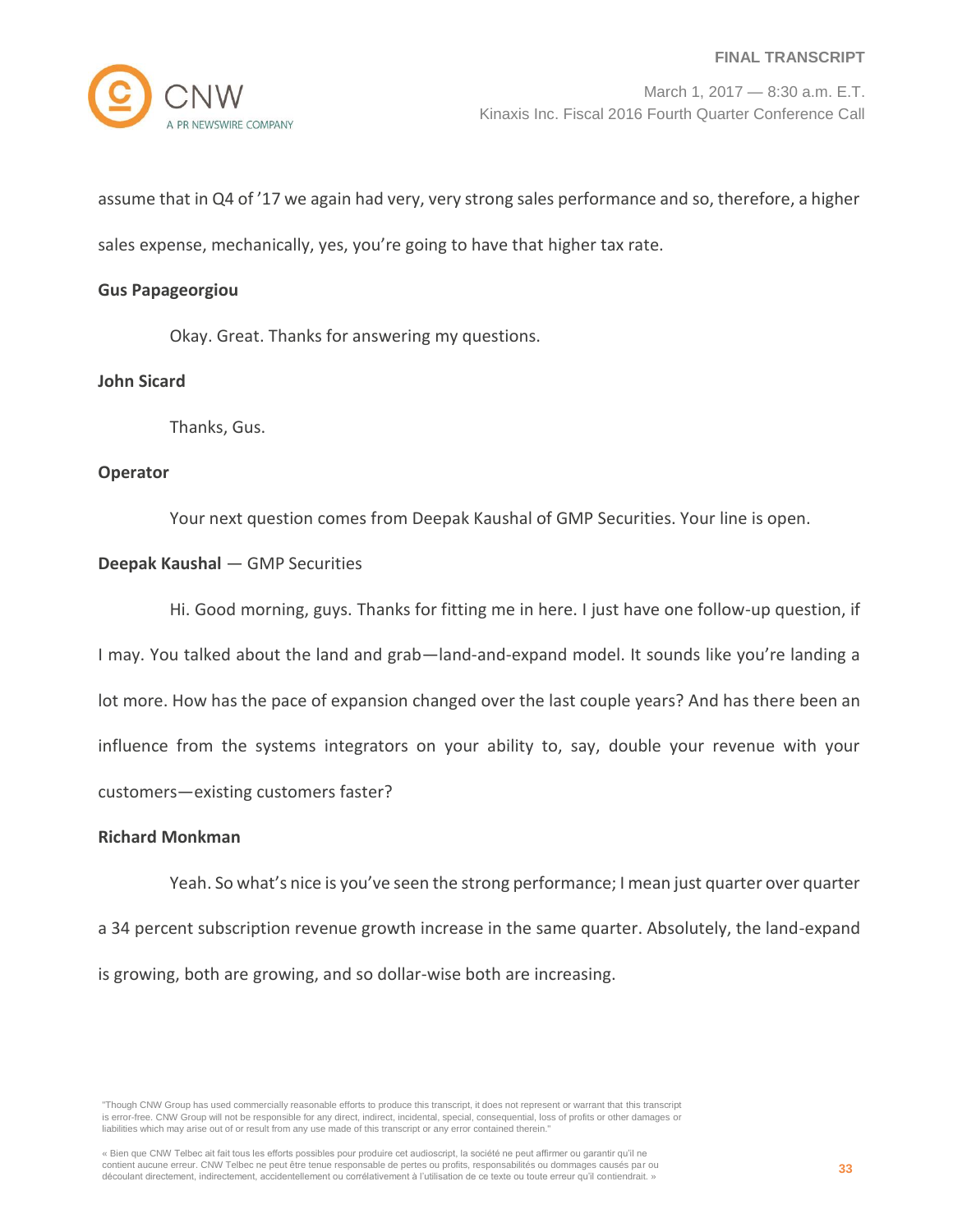assume that in Q4 of ’17 we again had very, very strong sales performance and so, therefore, a higher sales expense, mechanically, yes, you’re going to have that higher tax rate.

**Gus Papageorgiou**

Okay. Great. Thanks for answering my questions.

**John Sicard**

Thanks, Gus.

**Operator**

Your next question comes from Deepak Kaushal of GMP Securities. Your line is open.

**Deepak Kaushal** — GMP Securities

Hi. Good morning, guys. Thanks for fitting me in here. I just have one follow-up question, if I may. You talked about the land and grab—land-and-expand model. It sounds like you’re landing a lot more. How has the pace of expansion changed over the last couple years? And has there been an influence from the systems integrators on your ability to, say, double your revenue with your customers—existing customers faster?

**Richard Monkman**

Yeah. So what’s nice is you’ve seen the strong performance; I mean just quarter over quarter a 34 percent subscription revenue growth increase in the same quarter. Absolutely, the land-expand is growing, both are growing, and so dollar-wise both are increasing.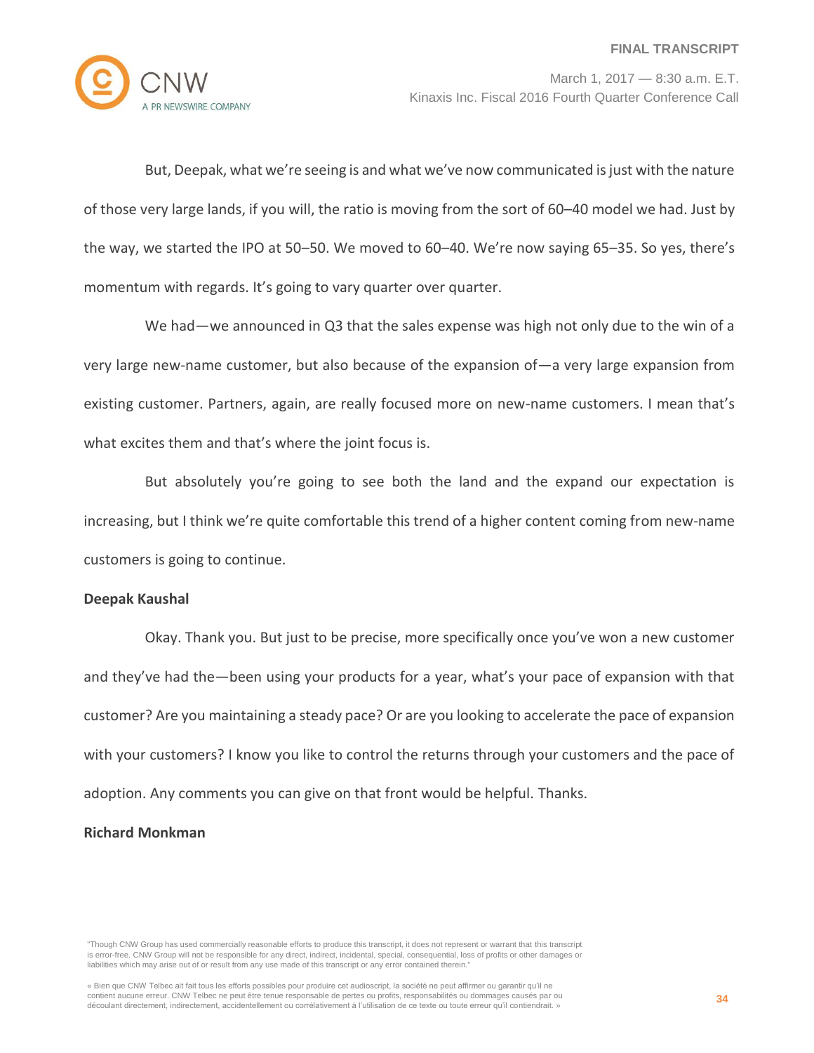But, Deepak, what we're seeing is and what we've now communicated is just with the nature of those very large lands, if you will, the ratio is moving from the sort of 60–40 model we had. Just by the way, we started the IPO at 50–50. We moved to 60–40. We're now saying 65–35. So yes, there's momentum with regards. It's going to vary quarter over quarter.

We had—we announced in Q3 that the sales expense was high not only due to the win of a very large new-name customer, but also because of the expansion of—a very large expansion from existing customer. Partners, again, are really focused more on new-name customers. I mean that's what excites them and that's where the joint focus is.

But absolutely you're going to see both the land and the expand our expectation is increasing, but I think we're quite comfortable this trend of a higher content coming from new-name customers is going to continue.

**Deepak Kaushal**

Okay. Thank you. But just to be precise, more specifically once you've won a new customer and they've had the—been using your products for a year, what's your pace of expansion with that customer? Are you maintaining a steady pace? Or are you looking to accelerate the pace of expansion with your customers? I know you like to control the returns through your customers and the pace of adoption. Any comments you can give on that front would be helpful. Thanks.

**Richard Monkman**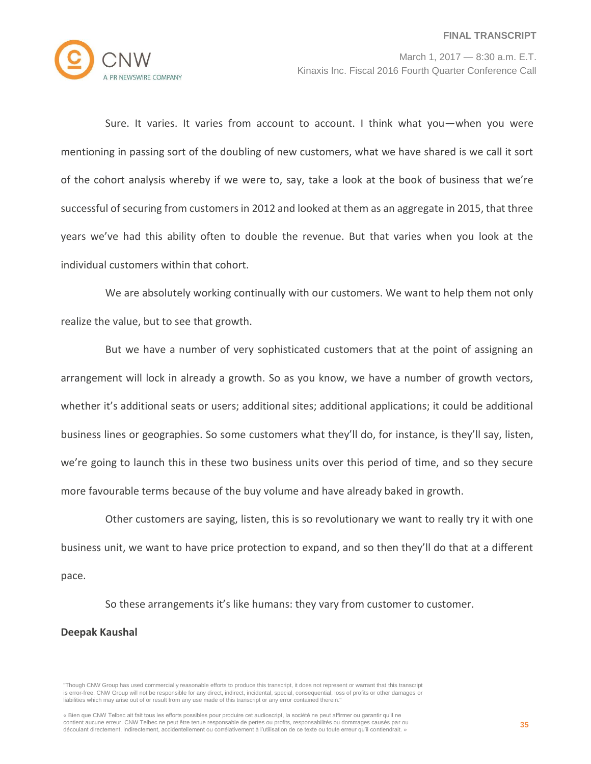Sure. It varies. It varies from account to account. I think what you—when you were mentioning in passing sort of the doubling of new customers, what we have shared is we call it sort of the cohort analysis whereby if we were to, say, take a look at the book of business that we're successful of securing from customers in 2012 and looked at them as an aggregate in 2015, that three years we've had this ability often to double the revenue. But that varies when you look at the individual customers within that cohort.

We are absolutely working continually with our customers. We want to help them not only realize the value, but to see that growth.

But we have a number of very sophisticated customers that at the point of assigning an arrangement will lock in already a growth. So as you know, we have a number of growth vectors, whether it's additional seats or users; additional sites; additional applications; it could be additional business lines or geographies. So some customers what they'll do, for instance, is they'll say, listen, we're going to launch this in these two business units over this period of time, and so they secure more favourable terms because of the buy volume and have already baked in growth.

Other customers are saying, listen, this is so revolutionary we want to really try it with one business unit, we want to have price protection to expand, and so then they'll do that at a different pace.

So these arrangements it's like humans: they vary from customer to customer.

**Deepak Kaushal**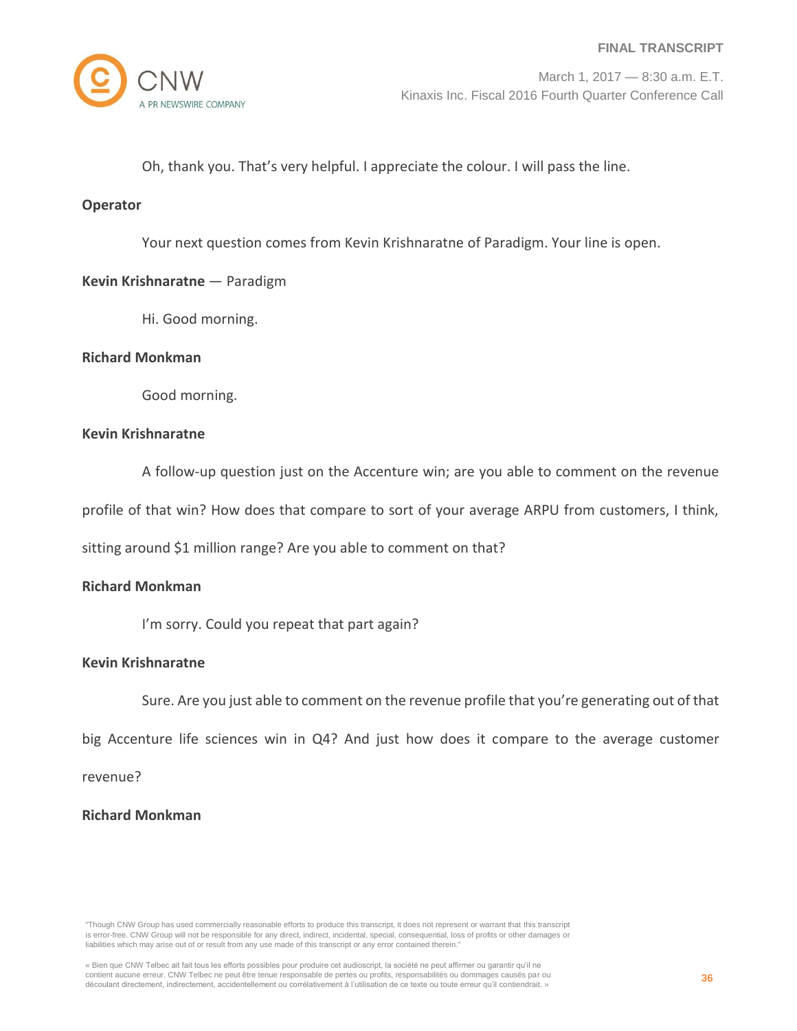Oh, thank you. That's very helpful. I appreciate the colour. I will pass the line.

**Operator**

Your next question comes from Kevin Krishnaratne of Paradigm. Your line is open.

**Kevin Krishnaratne** — Paradigm

Hi. Good morning.

**Richard Monkman**

Good morning.

**Kevin Krishnaratne**

A follow-up question just on the Accenture win; are you able to comment on the revenue profile of that win? How does that compare to sort of your average ARPU from customers, I think, sitting around $1 million range? Are you able to comment on that?

**Richard Monkman**

I'm sorry. Could you repeat that part again?

**Kevin Krishnaratne**

Sure. Are you just able to comment on the revenue profile that you're generating out of that big Accenture life sciences win in Q4? And just how does it compare to the average customer revenue?

**Richard Monkman**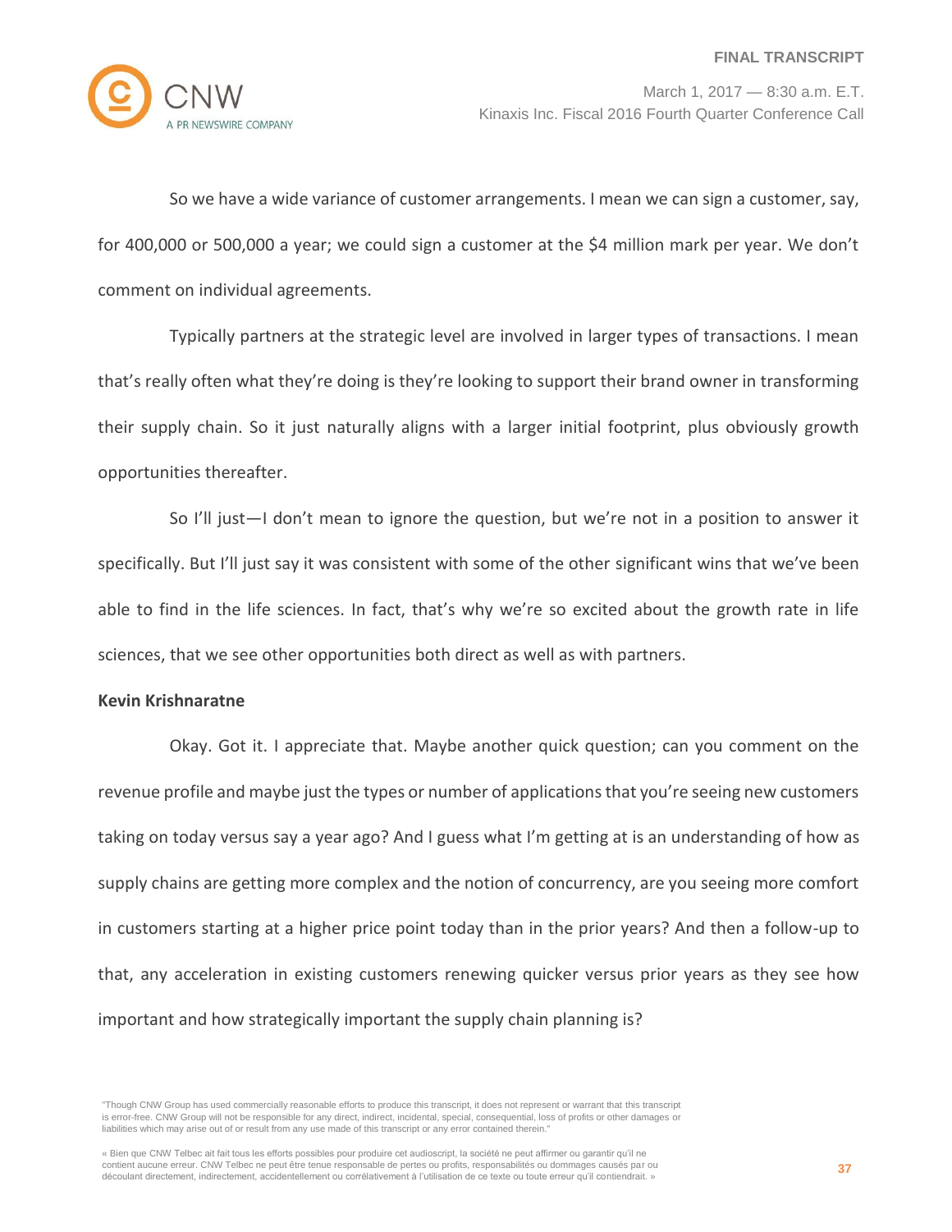So we have a wide variance of customer arrangements. I mean we can sign a customer, say, for 400,000 or 500,000 a year; we could sign a customer at the $4 million mark per year. We don't comment on individual agreements.

Typically partners at the strategic level are involved in larger types of transactions. I mean that's really often what they're doing is they're looking to support their brand owner in transforming their supply chain. So it just naturally aligns with a larger initial footprint, plus obviously growth opportunities thereafter.

So I'll just—I don't mean to ignore the question, but we're not in a position to answer it specifically. But I'll just say it was consistent with some of the other significant wins that we've been able to find in the life sciences. In fact, that's why we're so excited about the growth rate in life sciences, that we see other opportunities both direct as well as with partners.

**Kevin Krishnaratne**

Okay. Got it. I appreciate that. Maybe another quick question; can you comment on the revenue profile and maybe just the types or number of applications that you're seeing new customers taking on today versus say a year ago? And I guess what I'm getting at is an understanding of how as supply chains are getting more complex and the notion of concurrency, are you seeing more comfort in customers starting at a higher price point today than in the prior years? And then a follow-up to that, any acceleration in existing customers renewing quicker versus prior years as they see how important and how strategically important the supply chain planning is?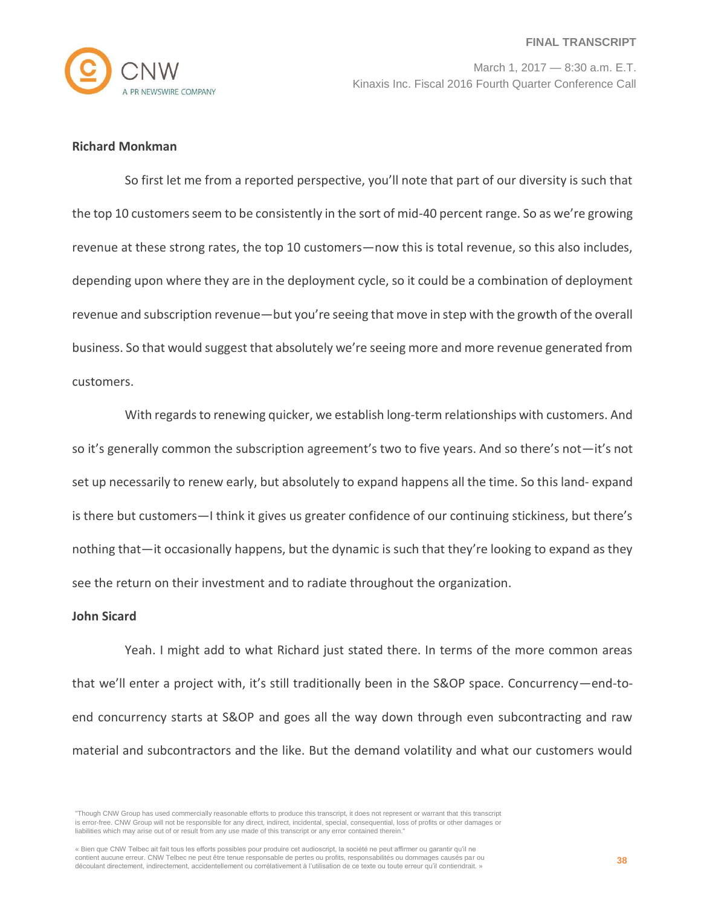**Richard Monkman**

So first let me from a reported perspective, you'll note that part of our diversity is such that the top 10 customers seem to be consistently in the sort of mid-40 percent range. So as we're growing revenue at these strong rates, the top 10 customers—now this is total revenue, so this also includes, depending upon where they are in the deployment cycle, so it could be a combination of deployment revenue and subscription revenue—but you're seeing that move in step with the growth of the overall business. So that would suggest that absolutely we're seeing more and more revenue generated from customers.

With regards to renewing quicker, we establish long-term relationships with customers. And so it's generally common the subscription agreement's two to five years. And so there's not—it's not set up necessarily to renew early, but absolutely to expand happens all the time. So this land- expand is there but customers—I think it gives us greater confidence of our continuing stickiness, but there's nothing that—it occasionally happens, but the dynamic is such that they're looking to expand as they see the return on their investment and to radiate throughout the organization.

**John Sicard**

Yeah. I might add to what Richard just stated there. In terms of the more common areas that we'll enter a project with, it's still traditionally been in the S&OP space. Concurrency—end-to-end concurrency starts at S&OP and goes all the way down through even subcontracting and raw material and subcontractors and the like. But the demand volatility and what our customers would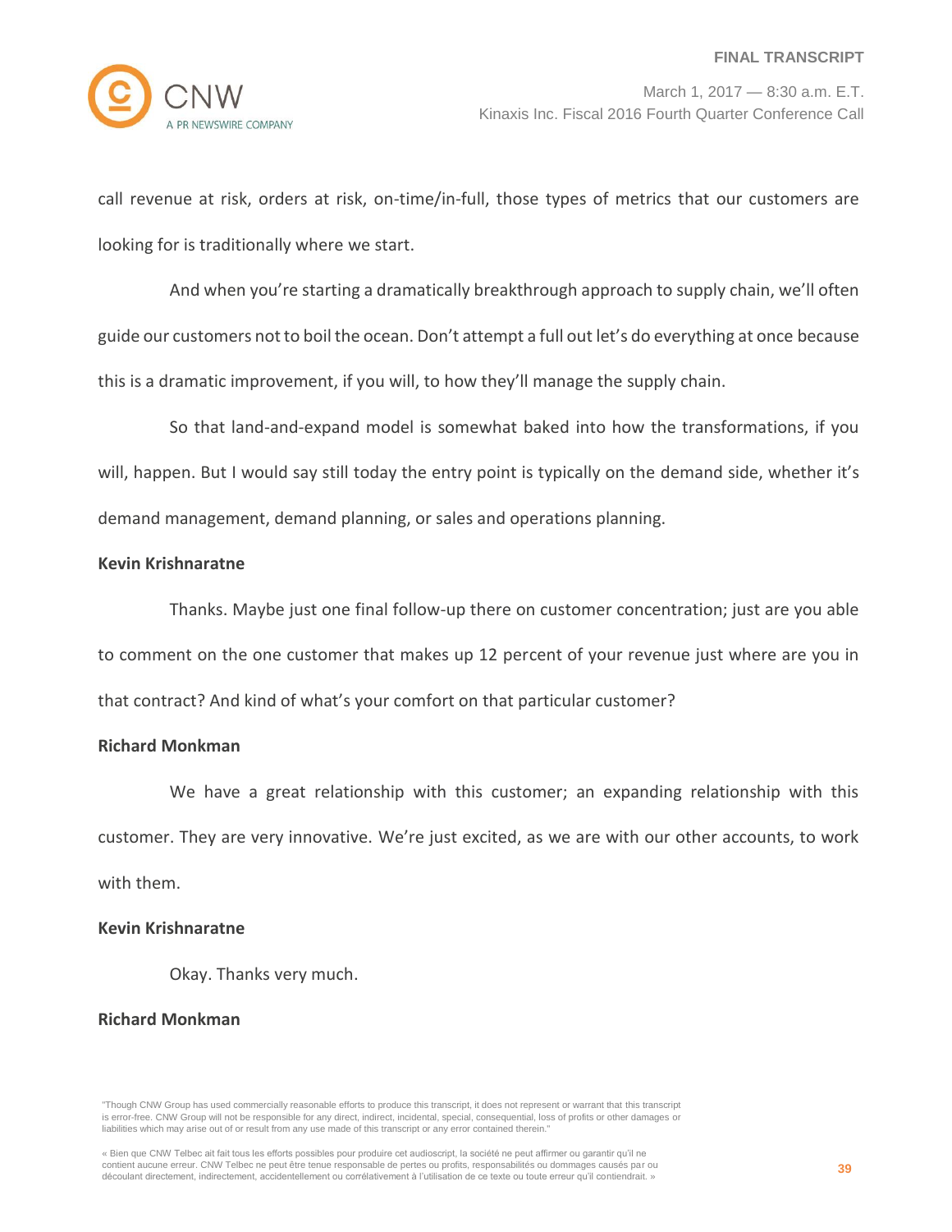call revenue at risk, orders at risk, on-time/in-full, those types of metrics that our customers are looking for is traditionally where we start.

And when you're starting a dramatically breakthrough approach to supply chain, we'll often guide our customers not to boil the ocean. Don't attempt a full out let's do everything at once because this is a dramatic improvement, if you will, to how they'll manage the supply chain.

So that land-and-expand model is somewhat baked into how the transformations, if you will, happen. But I would say still today the entry point is typically on the demand side, whether it's demand management, demand planning, or sales and operations planning.

**Kevin Krishnaratne**

Thanks. Maybe just one final follow-up there on customer concentration; just are you able to comment on the one customer that makes up 12 percent of your revenue just where are you in that contract? And kind of what's your comfort on that particular customer?

**Richard Monkman**

We have a great relationship with this customer; an expanding relationship with this customer. They are very innovative. We're just excited, as we are with our other accounts, to work with them.

**Kevin Krishnaratne**

Okay. Thanks very much.

**Richard Monkman**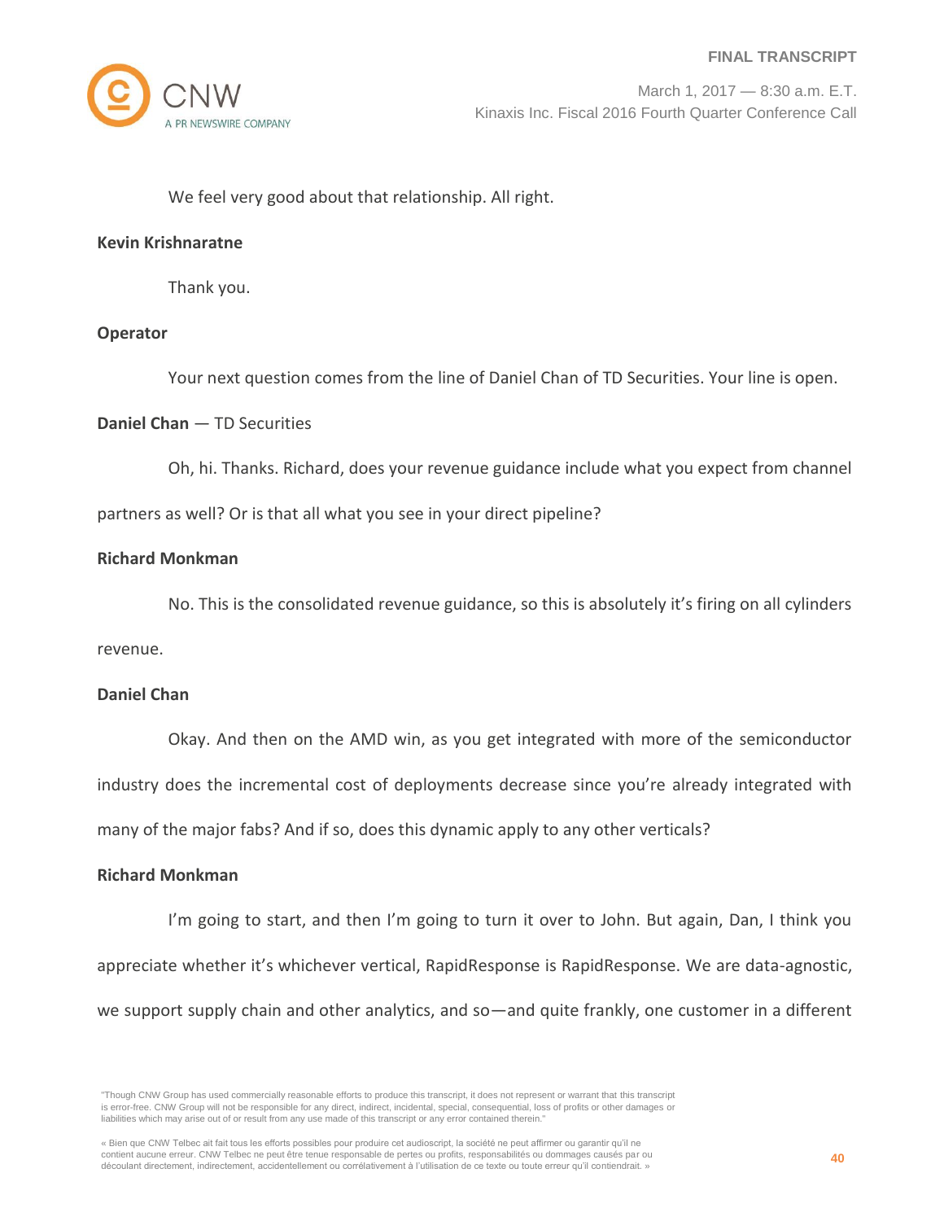We feel very good about that relationship. All right.

**Kevin Krishnaratne**

Thank you.

**Operator**

Your next question comes from the line of Daniel Chan of TD Securities. Your line is open.

**Daniel Chan** — TD Securities

Oh, hi. Thanks. Richard, does your revenue guidance include what you expect from channel partners as well? Or is that all what you see in your direct pipeline?

**Richard Monkman**

No. This is the consolidated revenue guidance, so this is absolutely it's firing on all cylinders revenue.

**Daniel Chan**

Okay. And then on the AMD win, as you get integrated with more of the semiconductor industry does the incremental cost of deployments decrease since you're already integrated with many of the major fabs? And if so, does this dynamic apply to any other verticals?

**Richard Monkman**

I'm going to start, and then I'm going to turn it over to John. But again, Dan, I think you appreciate whether it's whichever vertical, RapidResponse is RapidResponse. We are data-agnostic, we support supply chain and other analytics, and so—and quite frankly, one customer in a different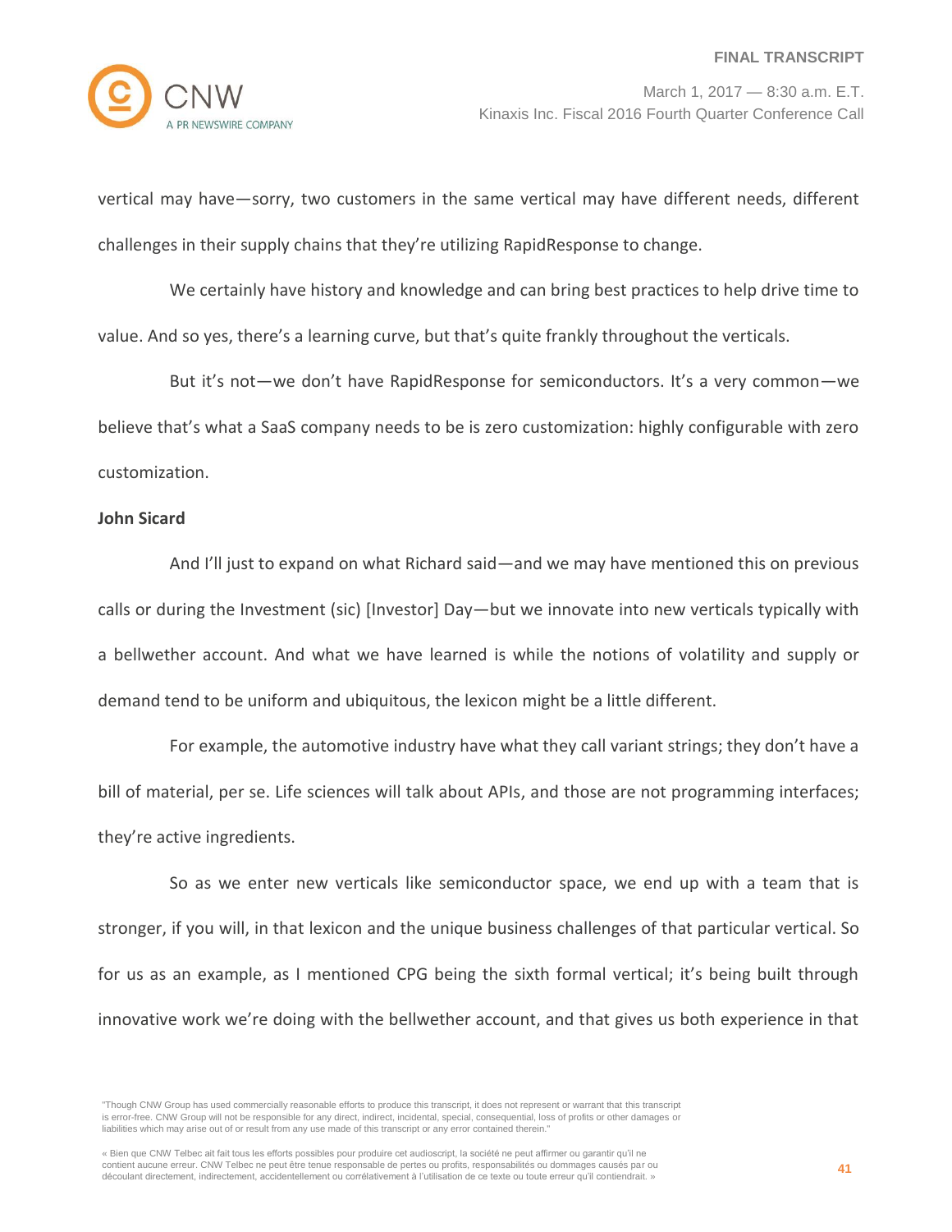vertical may have—sorry, two customers in the same vertical may have different needs, different challenges in their supply chains that they're utilizing RapidResponse to change.

We certainly have history and knowledge and can bring best practices to help drive time to value. And so yes, there's a learning curve, but that's quite frankly throughout the verticals.

But it's not—we don't have RapidResponse for semiconductors. It's a very common—we believe that's what a SaaS company needs to be is zero customization: highly configurable with zero customization.

**John Sicard**

And I'll just to expand on what Richard said—and we may have mentioned this on previous calls or during the Investment (sic) [Investor] Day—but we innovate into new verticals typically with a bellwether account. And what we have learned is while the notions of volatility and supply or demand tend to be uniform and ubiquitous, the lexicon might be a little different.

For example, the automotive industry have what they call variant strings; they don't have a bill of material, per se. Life sciences will talk about APIs, and those are not programming interfaces; they're active ingredients.

So as we enter new verticals like semiconductor space, we end up with a team that is stronger, if you will, in that lexicon and the unique business challenges of that particular vertical. So for us as an example, as I mentioned CPG being the sixth formal vertical; it's being built through innovative work we're doing with the bellwether account, and that gives us both experience in that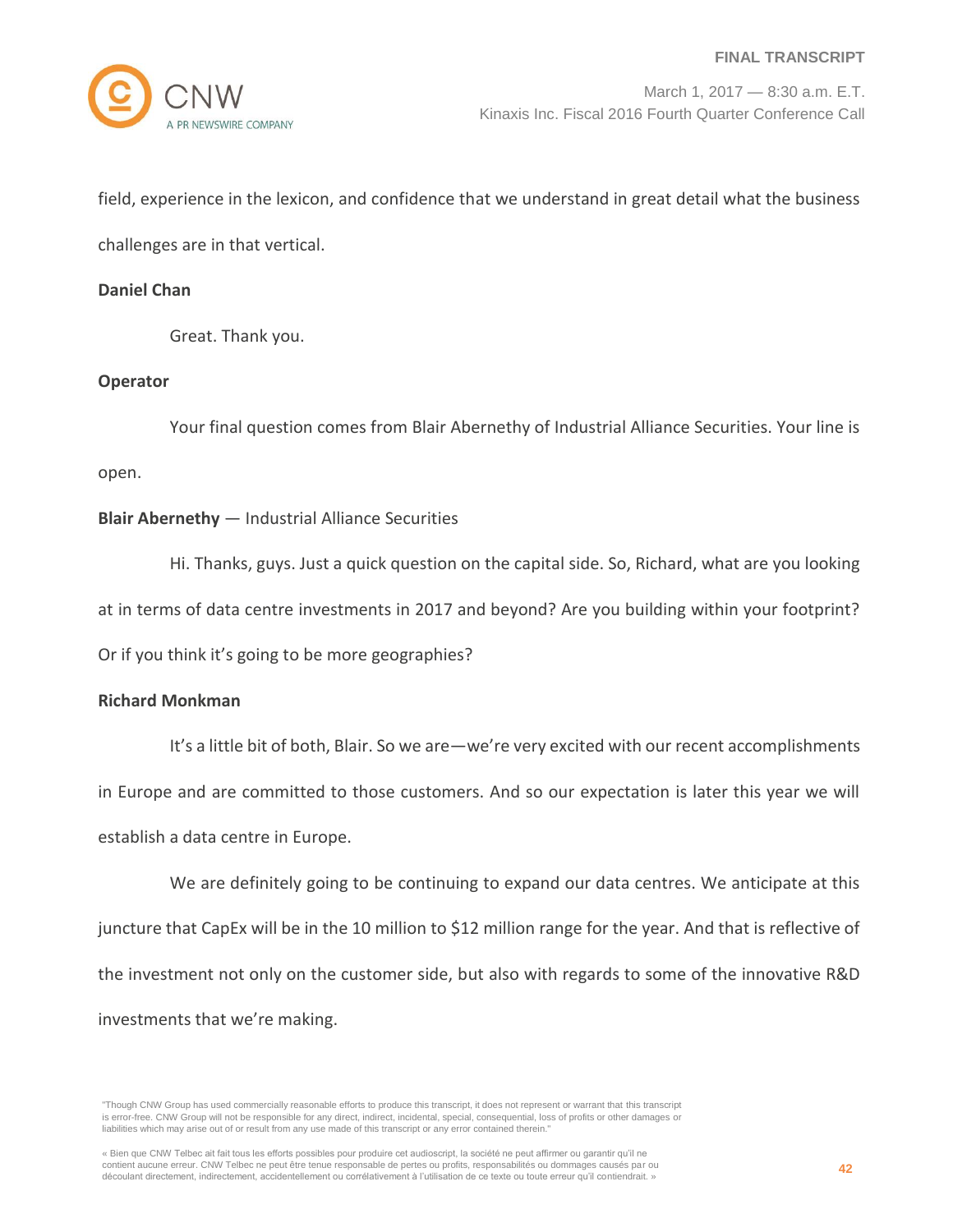field, experience in the lexicon, and confidence that we understand in great detail what the business challenges are in that vertical.

**Daniel Chan**

Great. Thank you.

**Operator**

Your final question comes from Blair Abernethy of Industrial Alliance Securities. Your line is open.

**Blair Abernethy** — Industrial Alliance Securities

Hi. Thanks, guys. Just a quick question on the capital side. So, Richard, what are you looking at in terms of data centre investments in 2017 and beyond? Are you building within your footprint? Or if you think it's going to be more geographies?

**Richard Monkman**

It's a little bit of both, Blair. So we are—we're very excited with our recent accomplishments in Europe and are committed to those customers. And so our expectation is later this year we will establish a data centre in Europe.

We are definitely going to be continuing to expand our data centres. We anticipate at this juncture that CapEx will be in the 10 million to $12 million range for the year. And that is reflective of the investment not only on the customer side, but also with regards to some of the innovative R&D investments that we're making.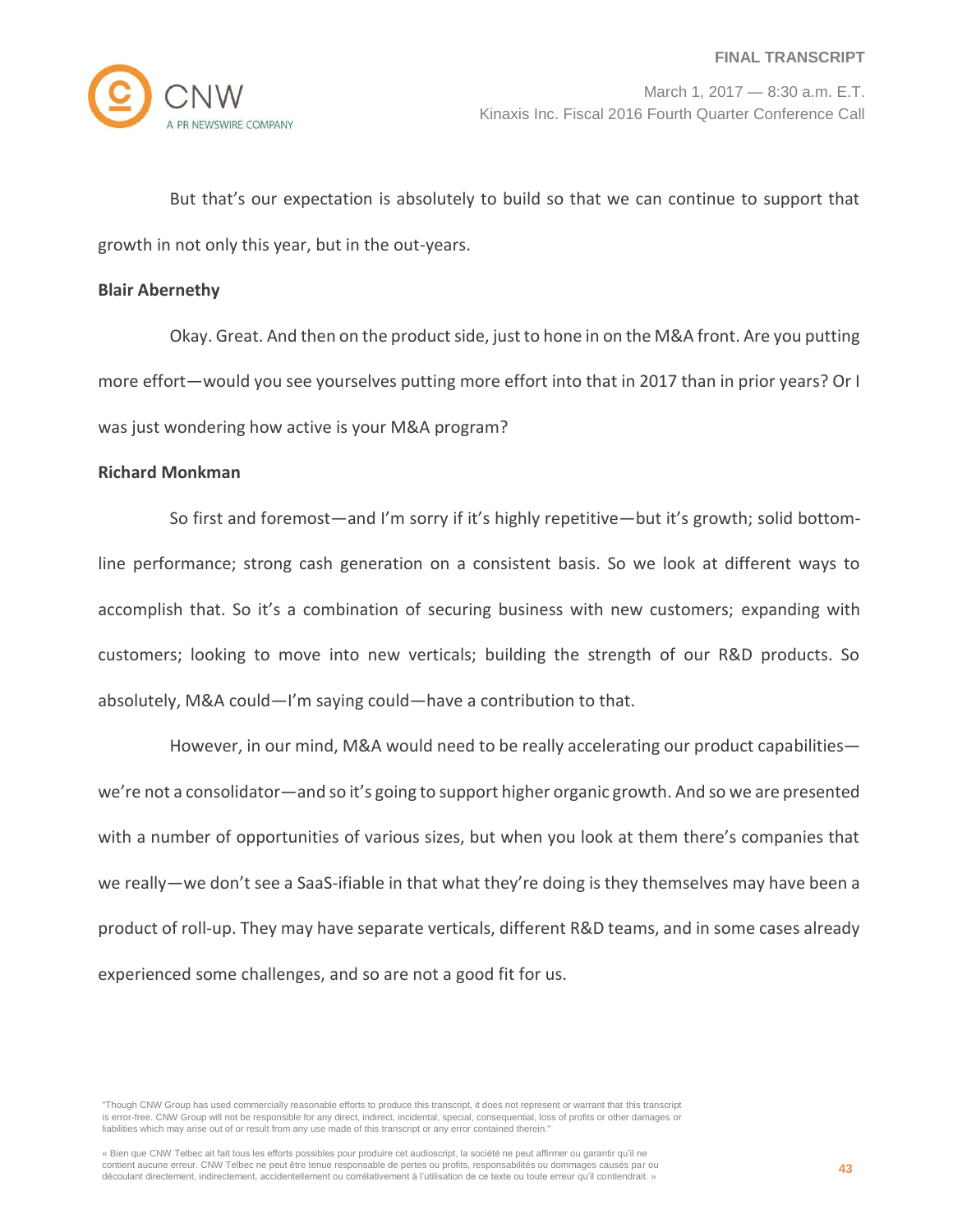But that's our expectation is absolutely to build so that we can continue to support that growth in not only this year, but in the out-years.

**Blair Abernethy**

Okay. Great. And then on the product side, just to hone in on the M&A front. Are you putting more effort—would you see yourselves putting more effort into that in 2017 than in prior years? Or I was just wondering how active is your M&A program?

**Richard Monkman**

So first and foremost—and I'm sorry if it's highly repetitive—but it's growth; solid bottom-line performance; strong cash generation on a consistent basis. So we look at different ways to accomplish that. So it's a combination of securing business with new customers; expanding with customers; looking to move into new verticals; building the strength of our R&D products. So absolutely, M&A could—I'm saying could—have a contribution to that.

However, in our mind, M&A would need to be really accelerating our product capabilities—we're not a consolidator—and so it's going to support higher organic growth. And so we are presented with a number of opportunities of various sizes, but when you look at them there's companies that we really—we don't see a SaaS-ifiable in that what they're doing is they themselves may have been a product of roll-up. They may have separate verticals, different R&D teams, and in some cases already experienced some challenges, and so are not a good fit for us.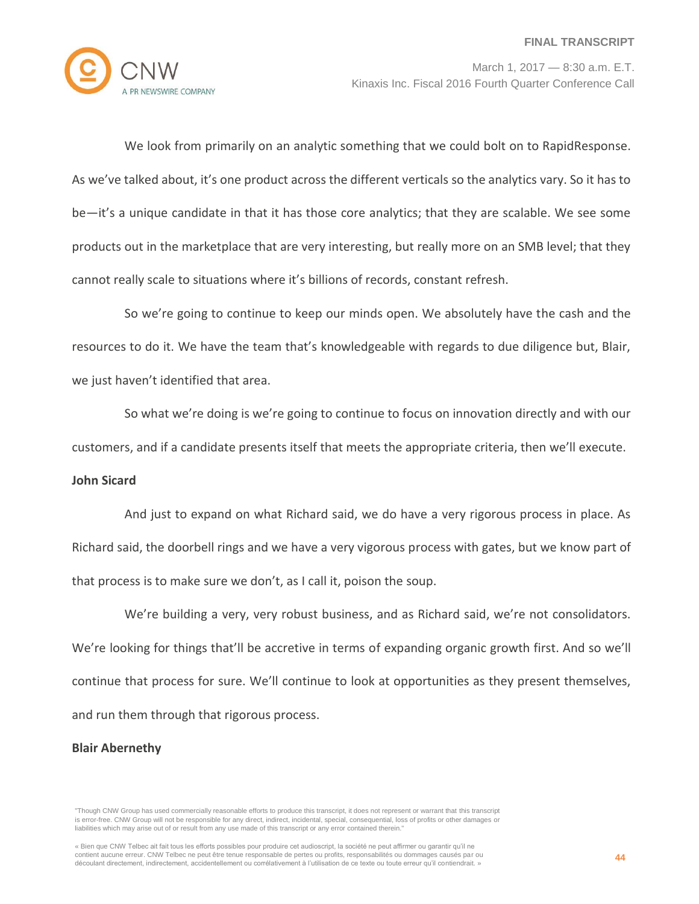We look from primarily on an analytic something that we could bolt on to RapidResponse. As we've talked about, it's one product across the different verticals so the analytics vary. So it has to be—it's a unique candidate in that it has those core analytics; that they are scalable. We see some products out in the marketplace that are very interesting, but really more on an SMB level; that they cannot really scale to situations where it's billions of records, constant refresh.

So we're going to continue to keep our minds open. We absolutely have the cash and the resources to do it. We have the team that's knowledgeable with regards to due diligence but, Blair, we just haven't identified that area.

So what we're doing is we're going to continue to focus on innovation directly and with our customers, and if a candidate presents itself that meets the appropriate criteria, then we'll execute.

**John Sicard**

And just to expand on what Richard said, we do have a very rigorous process in place. As Richard said, the doorbell rings and we have a very vigorous process with gates, but we know part of that process is to make sure we don't, as I call it, poison the soup.

We're building a very, very robust business, and as Richard said, we're not consolidators. We're looking for things that'll be accretive in terms of expanding organic growth first. And so we'll continue that process for sure. We'll continue to look at opportunities as they present themselves, and run them through that rigorous process.

**Blair Abernethy**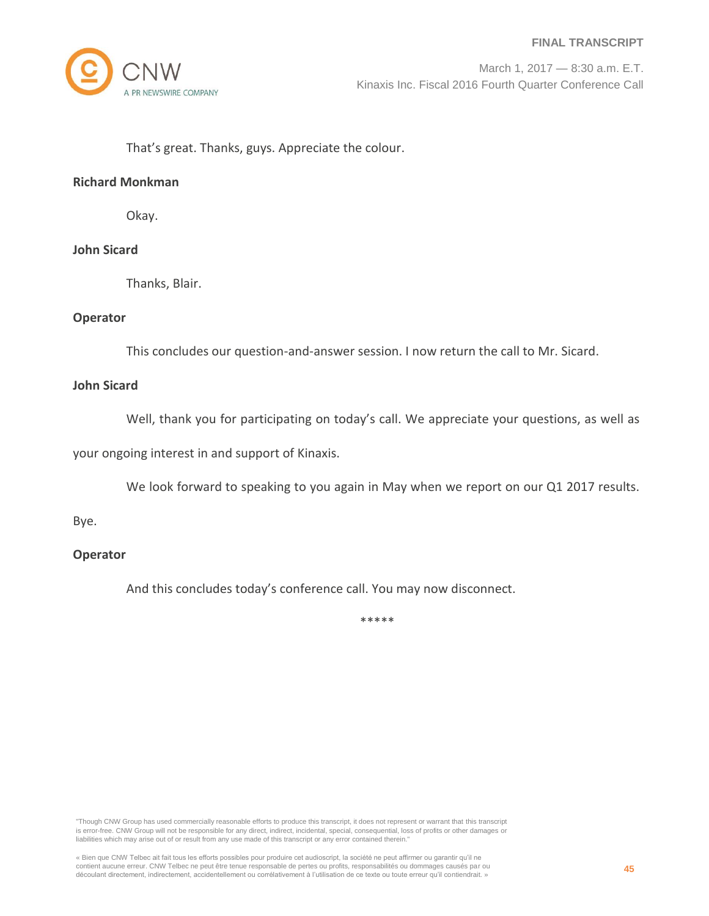That's great. Thanks, guys. Appreciate the colour.

**Richard Monkman**

Okay.

**John Sicard**

Thanks, Blair.

**Operator**

This concludes our question-and-answer session. I now return the call to Mr. Sicard.

**John Sicard**

Well, thank you for participating on today's call. We appreciate your questions, as well as your ongoing interest in and support of Kinaxis.

We look forward to speaking to you again in May when we report on our Q1 2017 results.

Bye.

**Operator**

And this concludes today's conference call. You may now disconnect.

\*\*\*\*\*

"Though CNW Group has used commercially reasonable efforts to produce this transcript, it does not represent or warrant that this transcript is error-free. CNW Group will not be responsible for any direct, indirect, incidental, special, consequential, loss of profits or other damages or liabilities which may arise out of or result from any use made of this transcript or any error contained therein."

« Bien que CNW Telbec ait fait tous les efforts possibles pour produire cet audioscript, la société ne peut affirmer ou garantir qu'il ne contient aucune erreur. CNW Telbec ne peut être tenue responsable de pertes ou profits, responsabilités ou dommages causés par ou découlant directement, indirectement, accidentellement ou corrélativement à l'utilisation de ce texte ou toute erreur qu'il contiendrait. »